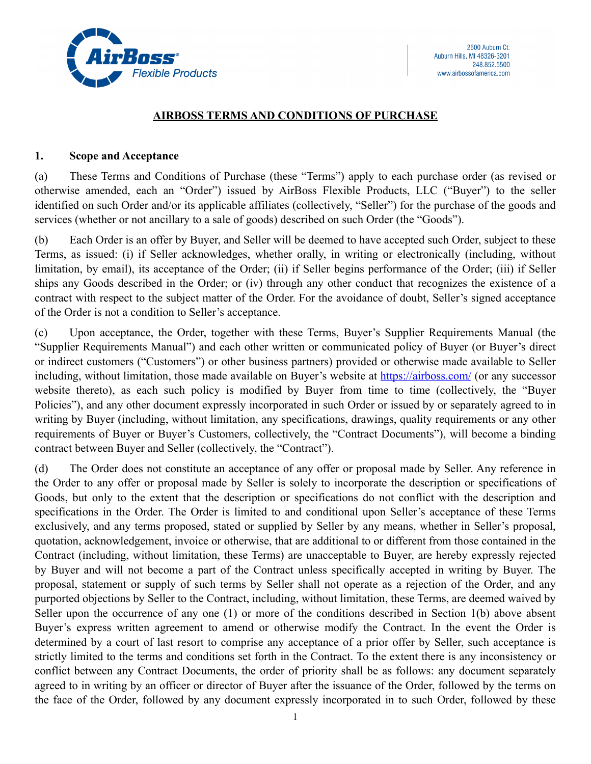AirBoss Flexible Products

2600 Auburn Ct.
Auburn Hills, MI 48326-3201
248.852.5500
www.airbossofamerica.com

# AIRBOSS TERMS AND CONDITIONS OF PURCHASE

## 1. Scope and Acceptance

(a) These Terms and Conditions of Purchase (these "Terms") apply to each purchase order (as revised or otherwise amended, each an "Order") issued by AirBoss Flexible Products, LLC ("Buyer") to the seller identified on such Order and/or its applicable affiliates (collectively, "Seller") for the purchase of the goods and services (whether or not ancillary to a sale of goods) described on such Order (the "Goods").

(b) Each Order is an offer by Buyer, and Seller will be deemed to have accepted such Order, subject to these Terms, as issued: (i) if Seller acknowledges, whether orally, in writing or electronically (including, without limitation, by email), its acceptance of the Order; (ii) if Seller begins performance of the Order; (iii) if Seller ships any Goods described in the Order; or (iv) through any other conduct that recognizes the existence of a contract with respect to the subject matter of the Order. For the avoidance of doubt, Seller's signed acceptance of the Order is not a condition to Seller's acceptance.

(c) Upon acceptance, the Order, together with these Terms, Buyer's Supplier Requirements Manual (the "Supplier Requirements Manual") and each other written or communicated policy of Buyer (or Buyer's direct or indirect customers ("Customers") or other business partners) provided or otherwise made available to Seller including, without limitation, those made available on Buyer's website at https://airboss.com/ (or any successor website thereto), as each such policy is modified by Buyer from time to time (collectively, the "Buyer Policies"), and any other document expressly incorporated in such Order or issued by or separately agreed to in writing by Buyer (including, without limitation, any specifications, drawings, quality requirements or any other requirements of Buyer or Buyer's Customers, collectively, the "Contract Documents"), will become a binding contract between Buyer and Seller (collectively, the "Contract").

(d) The Order does not constitute an acceptance of any offer or proposal made by Seller. Any reference in the Order to any offer or proposal made by Seller is solely to incorporate the description or specifications of Goods, but only to the extent that the description or specifications do not conflict with the description and specifications in the Order. The Order is limited to and conditional upon Seller's acceptance of these Terms exclusively, and any terms proposed, stated or supplied by Seller by any means, whether in Seller's proposal, quotation, acknowledgement, invoice or otherwise, that are additional to or different from those contained in the Contract (including, without limitation, these Terms) are unacceptable to Buyer, are hereby expressly rejected by Buyer and will not become a part of the Contract unless specifically accepted in writing by Buyer. The proposal, statement or supply of such terms by Seller shall not operate as a rejection of the Order, and any purported objections by Seller to the Contract, including, without limitation, these Terms, are deemed waived by Seller upon the occurrence of any one (1) or more of the conditions described in Section 1(b) above absent Buyer's express written agreement to amend or otherwise modify the Contract. In the event the Order is determined by a court of last resort to comprise any acceptance of a prior offer by Seller, such acceptance is strictly limited to the terms and conditions set forth in the Contract. To the extent there is any inconsistency or conflict between any Contract Documents, the order of priority shall be as follows: any document separately agreed to in writing by an officer or director of Buyer after the issuance of the Order, followed by the terms on the face of the Order, followed by any document expressly incorporated in to such Order, followed by these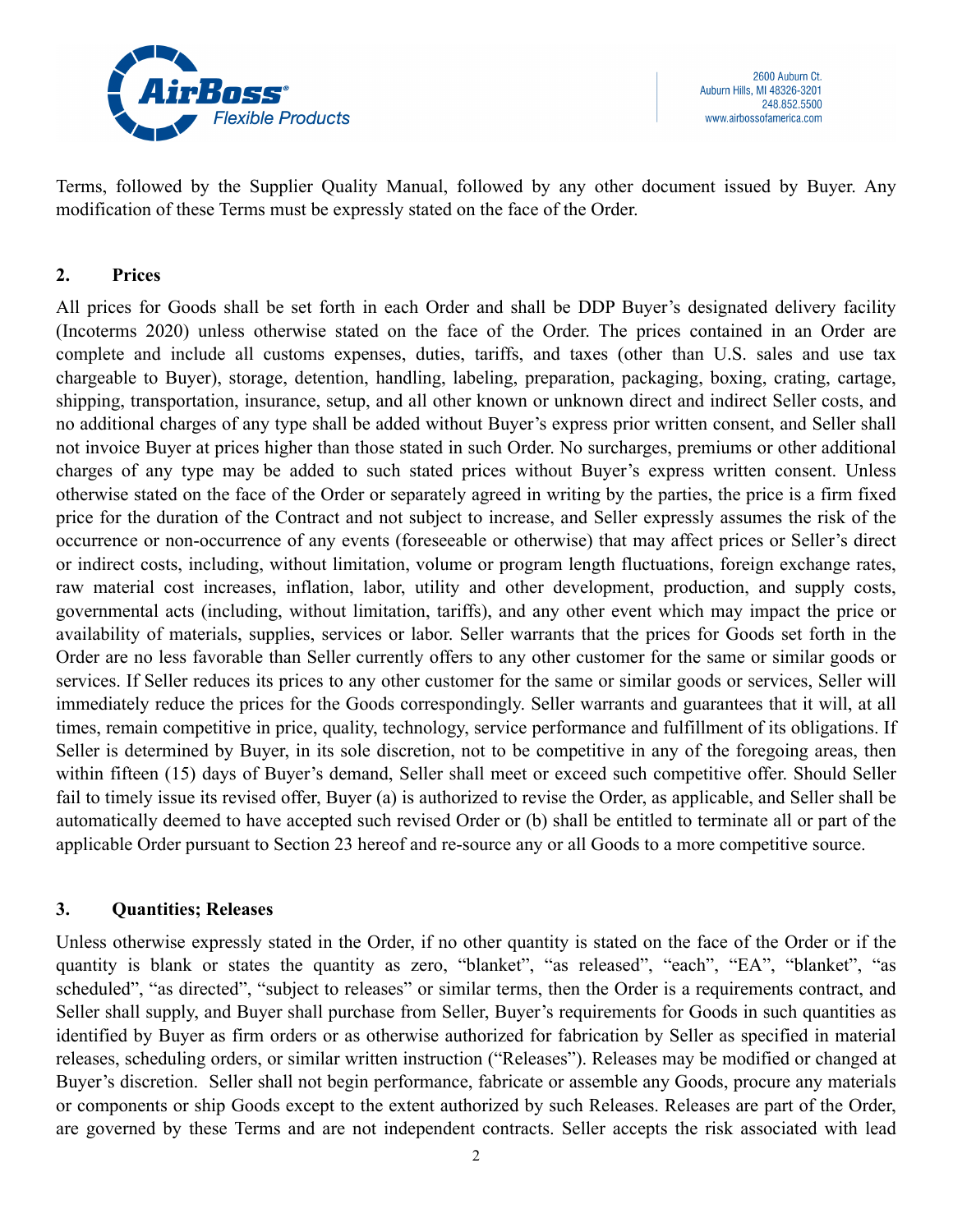Terms, followed by the Supplier Quality Manual, followed by any other document issued by Buyer. Any modification of these Terms must be expressly stated on the face of the Order.

## 2. Prices

All prices for Goods shall be set forth in each Order and shall be DDP Buyer's designated delivery facility (Incoterms 2020) unless otherwise stated on the face of the Order. The prices contained in an Order are complete and include all customs expenses, duties, tariffs, and taxes (other than U.S. sales and use tax chargeable to Buyer), storage, detention, handling, labeling, preparation, packaging, boxing, crating, cartage, shipping, transportation, insurance, setup, and all other known or unknown direct and indirect Seller costs, and no additional charges of any type shall be added without Buyer's express prior written consent, and Seller shall not invoice Buyer at prices higher than those stated in such Order. No surcharges, premiums or other additional charges of any type may be added to such stated prices without Buyer's express written consent. Unless otherwise stated on the face of the Order or separately agreed in writing by the parties, the price is a firm fixed price for the duration of the Contract and not subject to increase, and Seller expressly assumes the risk of the occurrence or non-occurrence of any events (foreseeable or otherwise) that may affect prices or Seller's direct or indirect costs, including, without limitation, volume or program length fluctuations, foreign exchange rates, raw material cost increases, inflation, labor, utility and other development, production, and supply costs, governmental acts (including, without limitation, tariffs), and any other event which may impact the price or availability of materials, supplies, services or labor. Seller warrants that the prices for Goods set forth in the Order are no less favorable than Seller currently offers to any other customer for the same or similar goods or services. If Seller reduces its prices to any other customer for the same or similar goods or services, Seller will immediately reduce the prices for the Goods correspondingly. Seller warrants and guarantees that it will, at all times, remain competitive in price, quality, technology, service performance and fulfillment of its obligations. If Seller is determined by Buyer, in its sole discretion, not to be competitive in any of the foregoing areas, then within fifteen (15) days of Buyer's demand, Seller shall meet or exceed such competitive offer. Should Seller fail to timely issue its revised offer, Buyer (a) is authorized to revise the Order, as applicable, and Seller shall be automatically deemed to have accepted such revised Order or (b) shall be entitled to terminate all or part of the applicable Order pursuant to Section 23 hereof and re-source any or all Goods to a more competitive source.

## 3. Quantities; Releases

Unless otherwise expressly stated in the Order, if no other quantity is stated on the face of the Order or if the quantity is blank or states the quantity as zero, "blanket", "as released", "each", "EA", "blanket", "as scheduled", "as directed", "subject to releases" or similar terms, then the Order is a requirements contract, and Seller shall supply, and Buyer shall purchase from Seller, Buyer's requirements for Goods in such quantities as identified by Buyer as firm orders or as otherwise authorized for fabrication by Seller as specified in material releases, scheduling orders, or similar written instruction ("Releases"). Releases may be modified or changed at Buyer's discretion. Seller shall not begin performance, fabricate or assemble any Goods, procure any materials or components or ship Goods except to the extent authorized by such Releases. Releases are part of the Order, are governed by these Terms and are not independent contracts. Seller accepts the risk associated with lead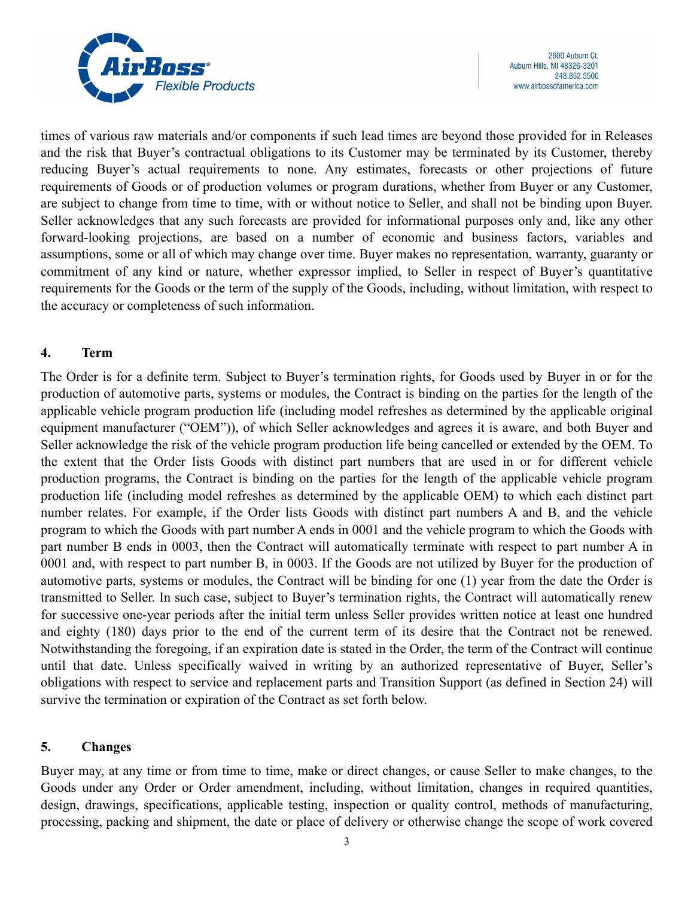times of various raw materials and/or components if such lead times are beyond those provided for in Releases and the risk that Buyer's contractual obligations to its Customer may be terminated by its Customer, thereby reducing Buyer's actual requirements to none. Any estimates, forecasts or other projections of future requirements of Goods or of production volumes or program durations, whether from Buyer or any Customer, are subject to change from time to time, with or without notice to Seller, and shall not be binding upon Buyer. Seller acknowledges that any such forecasts are provided for informational purposes only and, like any other forward-looking projections, are based on a number of economic and business factors, variables and assumptions, some or all of which may change over time. Buyer makes no representation, warranty, guaranty or commitment of any kind or nature, whether expressor implied, to Seller in respect of Buyer's quantitative requirements for the Goods or the term of the supply of the Goods, including, without limitation, with respect to the accuracy or completeness of such information.

## 4. Term

The Order is for a definite term. Subject to Buyer's termination rights, for Goods used by Buyer in or for the production of automotive parts, systems or modules, the Contract is binding on the parties for the length of the applicable vehicle program production life (including model refreshes as determined by the applicable original equipment manufacturer ("OEM")), of which Seller acknowledges and agrees it is aware, and both Buyer and Seller acknowledge the risk of the vehicle program production life being cancelled or extended by the OEM. To the extent that the Order lists Goods with distinct part numbers that are used in or for different vehicle production programs, the Contract is binding on the parties for the length of the applicable vehicle program production life (including model refreshes as determined by the applicable OEM) to which each distinct part number relates. For example, if the Order lists Goods with distinct part numbers A and B, and the vehicle program to which the Goods with part number A ends in 0001 and the vehicle program to which the Goods with part number B ends in 0003, then the Contract will automatically terminate with respect to part number A in 0001 and, with respect to part number B, in 0003. If the Goods are not utilized by Buyer for the production of automotive parts, systems or modules, the Contract will be binding for one (1) year from the date the Order is transmitted to Seller. In such case, subject to Buyer's termination rights, the Contract will automatically renew for successive one-year periods after the initial term unless Seller provides written notice at least one hundred and eighty (180) days prior to the end of the current term of its desire that the Contract not be renewed. Notwithstanding the foregoing, if an expiration date is stated in the Order, the term of the Contract will continue until that date. Unless specifically waived in writing by an authorized representative of Buyer, Seller's obligations with respect to service and replacement parts and Transition Support (as defined in Section 24) will survive the termination or expiration of the Contract as set forth below.

## 5. Changes

Buyer may, at any time or from time to time, make or direct changes, or cause Seller to make changes, to the Goods under any Order or Order amendment, including, without limitation, changes in required quantities, design, drawings, specifications, applicable testing, inspection or quality control, methods of manufacturing, processing, packing and shipment, the date or place of delivery or otherwise change the scope of work covered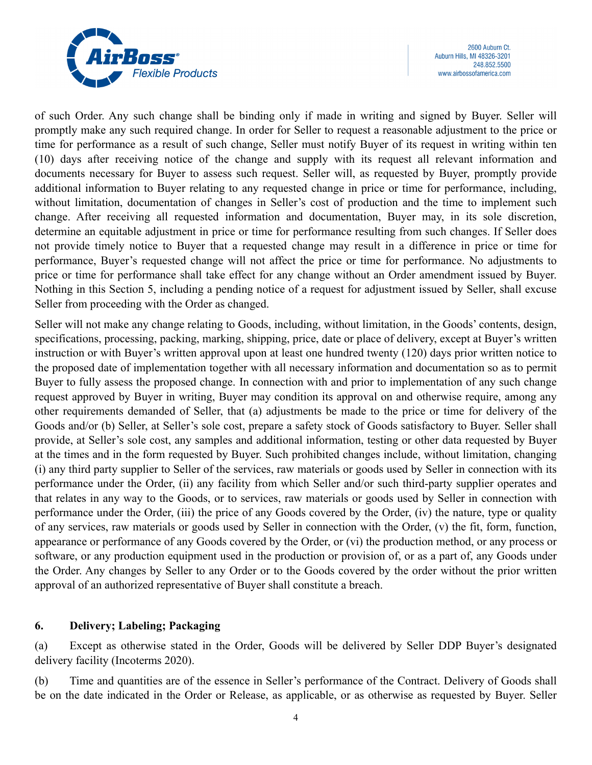of such Order. Any such change shall be binding only if made in writing and signed by Buyer. Seller will promptly make any such required change. In order for Seller to request a reasonable adjustment to the price or time for performance as a result of such change, Seller must notify Buyer of its request in writing within ten (10) days after receiving notice of the change and supply with its request all relevant information and documents necessary for Buyer to assess such request. Seller will, as requested by Buyer, promptly provide additional information to Buyer relating to any requested change in price or time for performance, including, without limitation, documentation of changes in Seller's cost of production and the time to implement such change. After receiving all requested information and documentation, Buyer may, in its sole discretion, determine an equitable adjustment in price or time for performance resulting from such changes. If Seller does not provide timely notice to Buyer that a requested change may result in a difference in price or time for performance, Buyer's requested change will not affect the price or time for performance. No adjustments to price or time for performance shall take effect for any change without an Order amendment issued by Buyer. Nothing in this Section 5, including a pending notice of a request for adjustment issued by Seller, shall excuse Seller from proceeding with the Order as changed.

Seller will not make any change relating to Goods, including, without limitation, in the Goods' contents, design, specifications, processing, packing, marking, shipping, price, date or place of delivery, except at Buyer's written instruction or with Buyer's written approval upon at least one hundred twenty (120) days prior written notice to the proposed date of implementation together with all necessary information and documentation so as to permit Buyer to fully assess the proposed change. In connection with and prior to implementation of any such change request approved by Buyer in writing, Buyer may condition its approval on and otherwise require, among any other requirements demanded of Seller, that (a) adjustments be made to the price or time for delivery of the Goods and/or (b) Seller, at Seller's sole cost, prepare a safety stock of Goods satisfactory to Buyer. Seller shall provide, at Seller's sole cost, any samples and additional information, testing or other data requested by Buyer at the times and in the form requested by Buyer. Such prohibited changes include, without limitation, changing (i) any third party supplier to Seller of the services, raw materials or goods used by Seller in connection with its performance under the Order, (ii) any facility from which Seller and/or such third-party supplier operates and that relates in any way to the Goods, or to services, raw materials or goods used by Seller in connection with performance under the Order, (iii) the price of any Goods covered by the Order, (iv) the nature, type or quality of any services, raw materials or goods used by Seller in connection with the Order, (v) the fit, form, function, appearance or performance of any Goods covered by the Order, or (vi) the production method, or any process or software, or any production equipment used in the production or provision of, or as a part of, any Goods under the Order. Any changes by Seller to any Order or to the Goods covered by the order without the prior written approval of an authorized representative of Buyer shall constitute a breach.

## 6. Delivery; Labeling; Packaging

(a) Except as otherwise stated in the Order, Goods will be delivered by Seller DDP Buyer's designated delivery facility (Incoterms 2020).

(b) Time and quantities are of the essence in Seller's performance of the Contract. Delivery of Goods shall be on the date indicated in the Order or Release, as applicable, or as otherwise as requested by Buyer. Seller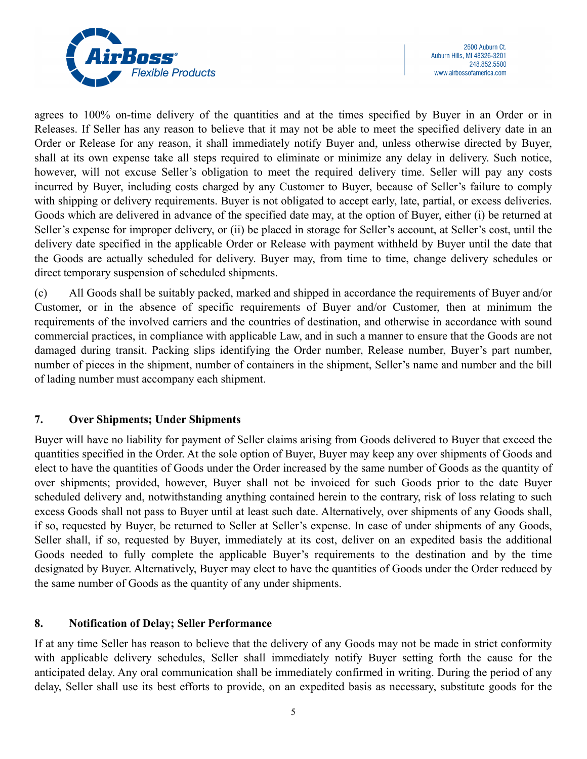agrees to 100% on-time delivery of the quantities and at the times specified by Buyer in an Order or in Releases. If Seller has any reason to believe that it may not be able to meet the specified delivery date in an Order or Release for any reason, it shall immediately notify Buyer and, unless otherwise directed by Buyer, shall at its own expense take all steps required to eliminate or minimize any delay in delivery. Such notice, however, will not excuse Seller's obligation to meet the required delivery time. Seller will pay any costs incurred by Buyer, including costs charged by any Customer to Buyer, because of Seller's failure to comply with shipping or delivery requirements. Buyer is not obligated to accept early, late, partial, or excess deliveries. Goods which are delivered in advance of the specified date may, at the option of Buyer, either (i) be returned at Seller's expense for improper delivery, or (ii) be placed in storage for Seller's account, at Seller's cost, until the delivery date specified in the applicable Order or Release with payment withheld by Buyer until the date that the Goods are actually scheduled for delivery. Buyer may, from time to time, change delivery schedules or direct temporary suspension of scheduled shipments.

(c) All Goods shall be suitably packed, marked and shipped in accordance the requirements of Buyer and/or Customer, or in the absence of specific requirements of Buyer and/or Customer, then at minimum the requirements of the involved carriers and the countries of destination, and otherwise in accordance with sound commercial practices, in compliance with applicable Law, and in such a manner to ensure that the Goods are not damaged during transit. Packing slips identifying the Order number, Release number, Buyer's part number, number of pieces in the shipment, number of containers in the shipment, Seller's name and number and the bill of lading number must accompany each shipment.

## 7. Over Shipments; Under Shipments

Buyer will have no liability for payment of Seller claims arising from Goods delivered to Buyer that exceed the quantities specified in the Order. At the sole option of Buyer, Buyer may keep any over shipments of Goods and elect to have the quantities of Goods under the Order increased by the same number of Goods as the quantity of over shipments; provided, however, Buyer shall not be invoiced for such Goods prior to the date Buyer scheduled delivery and, notwithstanding anything contained herein to the contrary, risk of loss relating to such excess Goods shall not pass to Buyer until at least such date. Alternatively, over shipments of any Goods shall, if so, requested by Buyer, be returned to Seller at Seller's expense. In case of under shipments of any Goods, Seller shall, if so, requested by Buyer, immediately at its cost, deliver on an expedited basis the additional Goods needed to fully complete the applicable Buyer's requirements to the destination and by the time designated by Buyer. Alternatively, Buyer may elect to have the quantities of Goods under the Order reduced by the same number of Goods as the quantity of any under shipments.

## 8. Notification of Delay; Seller Performance

If at any time Seller has reason to believe that the delivery of any Goods may not be made in strict conformity with applicable delivery schedules, Seller shall immediately notify Buyer setting forth the cause for the anticipated delay. Any oral communication shall be immediately confirmed in writing. During the period of any delay, Seller shall use its best efforts to provide, on an expedited basis as necessary, substitute goods for the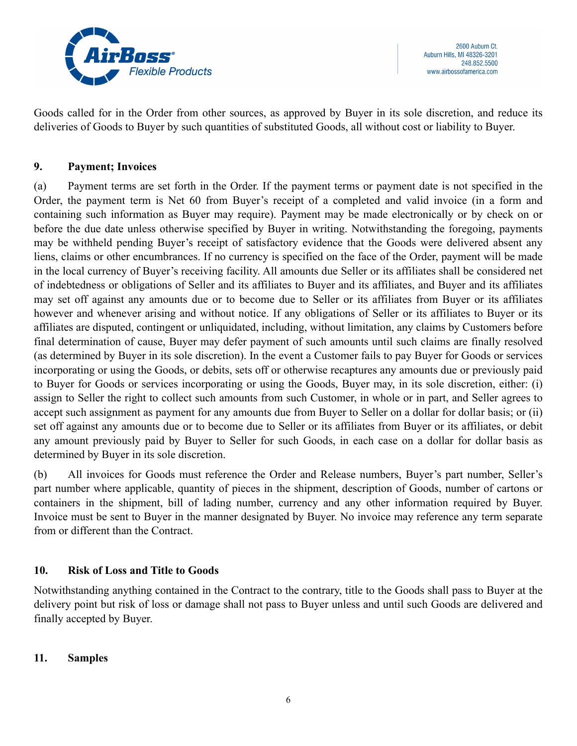Goods called for in the Order from other sources, as approved by Buyer in its sole discretion, and reduce its deliveries of Goods to Buyer by such quantities of substituted Goods, all without cost or liability to Buyer.

## 9. Payment; Invoices

(a) Payment terms are set forth in the Order. If the payment terms or payment date is not specified in the Order, the payment term is Net 60 from Buyer's receipt of a completed and valid invoice (in a form and containing such information as Buyer may require). Payment may be made electronically or by check on or before the due date unless otherwise specified by Buyer in writing. Notwithstanding the foregoing, payments may be withheld pending Buyer's receipt of satisfactory evidence that the Goods were delivered absent any liens, claims or other encumbrances. If no currency is specified on the face of the Order, payment will be made in the local currency of Buyer's receiving facility. All amounts due Seller or its affiliates shall be considered net of indebtedness or obligations of Seller and its affiliates to Buyer and its affiliates, and Buyer and its affiliates may set off against any amounts due or to become due to Seller or its affiliates from Buyer or its affiliates however and whenever arising and without notice. If any obligations of Seller or its affiliates to Buyer or its affiliates are disputed, contingent or unliquidated, including, without limitation, any claims by Customers before final determination of cause, Buyer may defer payment of such amounts until such claims are finally resolved (as determined by Buyer in its sole discretion). In the event a Customer fails to pay Buyer for Goods or services incorporating or using the Goods, or debits, sets off or otherwise recaptures any amounts due or previously paid to Buyer for Goods or services incorporating or using the Goods, Buyer may, in its sole discretion, either: (i) assign to Seller the right to collect such amounts from such Customer, in whole or in part, and Seller agrees to accept such assignment as payment for any amounts due from Buyer to Seller on a dollar for dollar basis; or (ii) set off against any amounts due or to become due to Seller or its affiliates from Buyer or its affiliates, or debit any amount previously paid by Buyer to Seller for such Goods, in each case on a dollar for dollar basis as determined by Buyer in its sole discretion.

(b) All invoices for Goods must reference the Order and Release numbers, Buyer's part number, Seller's part number where applicable, quantity of pieces in the shipment, description of Goods, number of cartons or containers in the shipment, bill of lading number, currency and any other information required by Buyer. Invoice must be sent to Buyer in the manner designated by Buyer. No invoice may reference any term separate from or different than the Contract.

## 10. Risk of Loss and Title to Goods

Notwithstanding anything contained in the Contract to the contrary, title to the Goods shall pass to Buyer at the delivery point but risk of loss or damage shall not pass to Buyer unless and until such Goods are delivered and finally accepted by Buyer.

## 11. Samples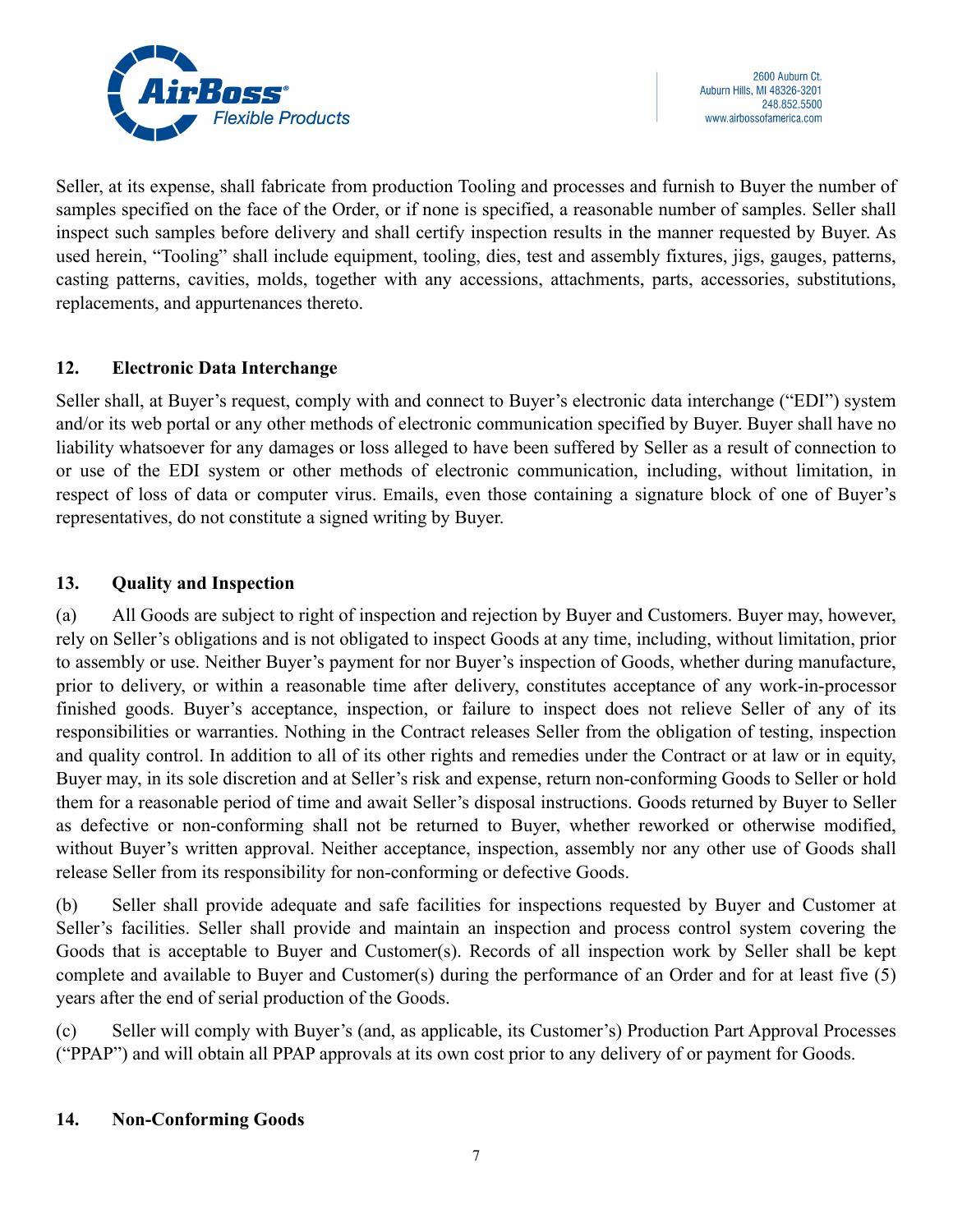Seller, at its expense, shall fabricate from production Tooling and processes and furnish to Buyer the number of samples specified on the face of the Order, or if none is specified, a reasonable number of samples. Seller shall inspect such samples before delivery and shall certify inspection results in the manner requested by Buyer. As used herein, "Tooling" shall include equipment, tooling, dies, test and assembly fixtures, jigs, gauges, patterns, casting patterns, cavities, molds, together with any accessions, attachments, parts, accessories, substitutions, replacements, and appurtenances thereto.

## 12. Electronic Data Interchange

Seller shall, at Buyer's request, comply with and connect to Buyer's electronic data interchange ("EDI") system and/or its web portal or any other methods of electronic communication specified by Buyer. Buyer shall have no liability whatsoever for any damages or loss alleged to have been suffered by Seller as a result of connection to or use of the EDI system or other methods of electronic communication, including, without limitation, in respect of loss of data or computer virus. Emails, even those containing a signature block of one of Buyer's representatives, do not constitute a signed writing by Buyer.

## 13. Quality and Inspection

(a) All Goods are subject to right of inspection and rejection by Buyer and Customers. Buyer may, however, rely on Seller's obligations and is not obligated to inspect Goods at any time, including, without limitation, prior to assembly or use. Neither Buyer's payment for nor Buyer's inspection of Goods, whether during manufacture, prior to delivery, or within a reasonable time after delivery, constitutes acceptance of any work-in-processor finished goods. Buyer's acceptance, inspection, or failure to inspect does not relieve Seller of any of its responsibilities or warranties. Nothing in the Contract releases Seller from the obligation of testing, inspection and quality control. In addition to all of its other rights and remedies under the Contract or at law or in equity, Buyer may, in its sole discretion and at Seller's risk and expense, return non-conforming Goods to Seller or hold them for a reasonable period of time and await Seller's disposal instructions. Goods returned by Buyer to Seller as defective or non-conforming shall not be returned to Buyer, whether reworked or otherwise modified, without Buyer's written approval. Neither acceptance, inspection, assembly nor any other use of Goods shall release Seller from its responsibility for non-conforming or defective Goods.

(b) Seller shall provide adequate and safe facilities for inspections requested by Buyer and Customer at Seller's facilities. Seller shall provide and maintain an inspection and process control system covering the Goods that is acceptable to Buyer and Customer(s). Records of all inspection work by Seller shall be kept complete and available to Buyer and Customer(s) during the performance of an Order and for at least five (5) years after the end of serial production of the Goods.

(c) Seller will comply with Buyer's (and, as applicable, its Customer's) Production Part Approval Processes ("PPAP") and will obtain all PPAP approvals at its own cost prior to any delivery of or payment for Goods.

## 14. Non-Conforming Goods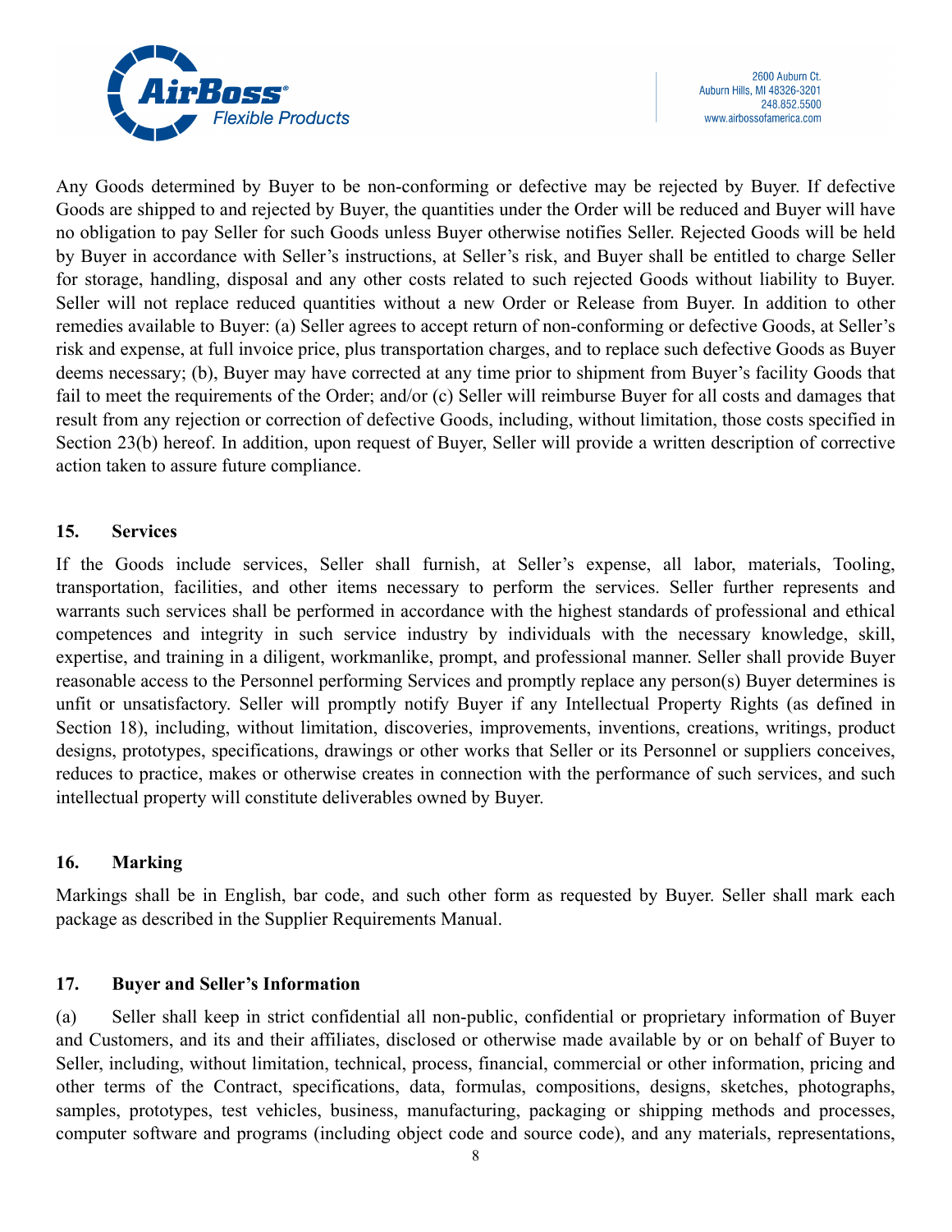Any Goods determined by Buyer to be non-conforming or defective may be rejected by Buyer. If defective Goods are shipped to and rejected by Buyer, the quantities under the Order will be reduced and Buyer will have no obligation to pay Seller for such Goods unless Buyer otherwise notifies Seller. Rejected Goods will be held by Buyer in accordance with Seller's instructions, at Seller's risk, and Buyer shall be entitled to charge Seller for storage, handling, disposal and any other costs related to such rejected Goods without liability to Buyer. Seller will not replace reduced quantities without a new Order or Release from Buyer. In addition to other remedies available to Buyer: (a) Seller agrees to accept return of non-conforming or defective Goods, at Seller's risk and expense, at full invoice price, plus transportation charges, and to replace such defective Goods as Buyer deems necessary; (b), Buyer may have corrected at any time prior to shipment from Buyer's facility Goods that fail to meet the requirements of the Order; and/or (c) Seller will reimburse Buyer for all costs and damages that result from any rejection or correction of defective Goods, including, without limitation, those costs specified in Section 23(b) hereof. In addition, upon request of Buyer, Seller will provide a written description of corrective action taken to assure future compliance.

**15. Services**

If the Goods include services, Seller shall furnish, at Seller's expense, all labor, materials, Tooling, transportation, facilities, and other items necessary to perform the services. Seller further represents and warrants such services shall be performed in accordance with the highest standards of professional and ethical competences and integrity in such service industry by individuals with the necessary knowledge, skill, expertise, and training in a diligent, workmanlike, prompt, and professional manner. Seller shall provide Buyer reasonable access to the Personnel performing Services and promptly replace any person(s) Buyer determines is unfit or unsatisfactory. Seller will promptly notify Buyer if any Intellectual Property Rights (as defined in Section 18), including, without limitation, discoveries, improvements, inventions, creations, writings, product designs, prototypes, specifications, drawings or other works that Seller or its Personnel or suppliers conceives, reduces to practice, makes or otherwise creates in connection with the performance of such services, and such intellectual property will constitute deliverables owned by Buyer.

**16. Marking**

Markings shall be in English, bar code, and such other form as requested by Buyer. Seller shall mark each package as described in the Supplier Requirements Manual.

**17. Buyer and Seller's Information**

(a) Seller shall keep in strict confidential all non-public, confidential or proprietary information of Buyer and Customers, and its and their affiliates, disclosed or otherwise made available by or on behalf of Buyer to Seller, including, without limitation, technical, process, financial, commercial or other information, pricing and other terms of the Contract, specifications, data, formulas, compositions, designs, sketches, photographs, samples, prototypes, test vehicles, business, manufacturing, packaging or shipping methods and processes, computer software and programs (including object code and source code), and any materials, representations,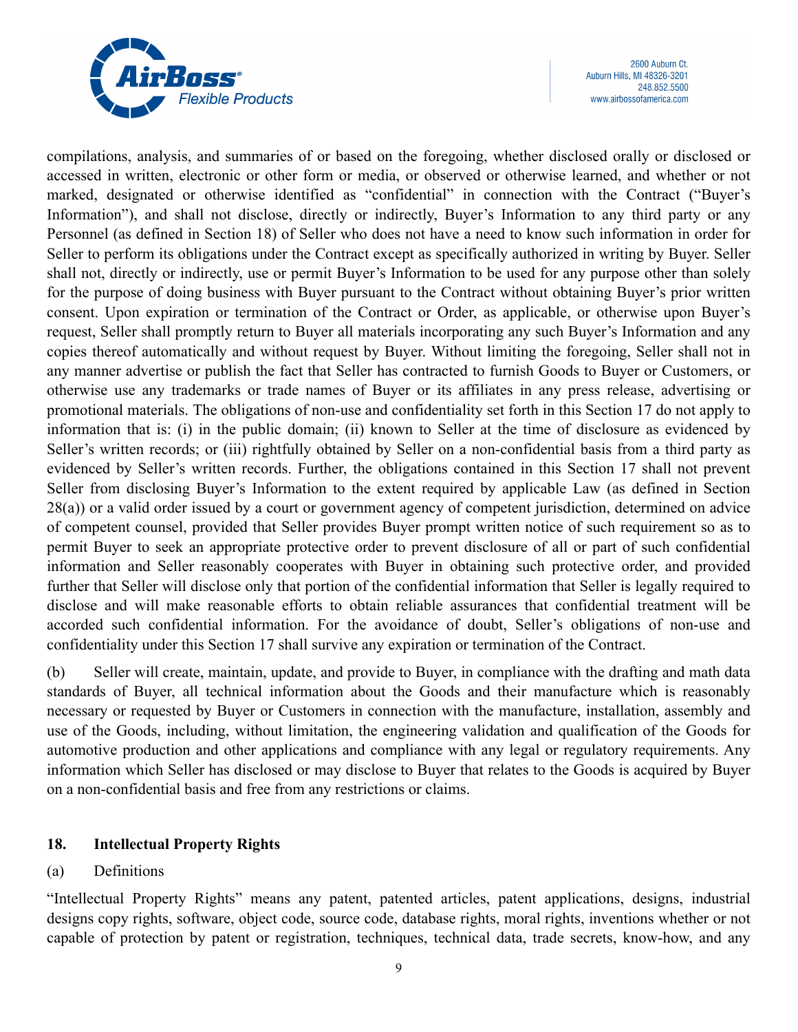compilations, analysis, and summaries of or based on the foregoing, whether disclosed orally or disclosed or accessed in written, electronic or other form or media, or observed or otherwise learned, and whether or not marked, designated or otherwise identified as "confidential" in connection with the Contract ("Buyer's Information"), and shall not disclose, directly or indirectly, Buyer's Information to any third party or any Personnel (as defined in Section 18) of Seller who does not have a need to know such information in order for Seller to perform its obligations under the Contract except as specifically authorized in writing by Buyer. Seller shall not, directly or indirectly, use or permit Buyer's Information to be used for any purpose other than solely for the purpose of doing business with Buyer pursuant to the Contract without obtaining Buyer's prior written consent. Upon expiration or termination of the Contract or Order, as applicable, or otherwise upon Buyer's request, Seller shall promptly return to Buyer all materials incorporating any such Buyer's Information and any copies thereof automatically and without request by Buyer. Without limiting the foregoing, Seller shall not in any manner advertise or publish the fact that Seller has contracted to furnish Goods to Buyer or Customers, or otherwise use any trademarks or trade names of Buyer or its affiliates in any press release, advertising or promotional materials. The obligations of non-use and confidentiality set forth in this Section 17 do not apply to information that is: (i) in the public domain; (ii) known to Seller at the time of disclosure as evidenced by Seller's written records; or (iii) rightfully obtained by Seller on a non-confidential basis from a third party as evidenced by Seller's written records. Further, the obligations contained in this Section 17 shall not prevent Seller from disclosing Buyer's Information to the extent required by applicable Law (as defined in Section 28(a)) or a valid order issued by a court or government agency of competent jurisdiction, determined on advice of competent counsel, provided that Seller provides Buyer prompt written notice of such requirement so as to permit Buyer to seek an appropriate protective order to prevent disclosure of all or part of such confidential information and Seller reasonably cooperates with Buyer in obtaining such protective order, and provided further that Seller will disclose only that portion of the confidential information that Seller is legally required to disclose and will make reasonable efforts to obtain reliable assurances that confidential treatment will be accorded such confidential information. For the avoidance of doubt, Seller's obligations of non-use and confidentiality under this Section 17 shall survive any expiration or termination of the Contract.

(b) Seller will create, maintain, update, and provide to Buyer, in compliance with the drafting and math data standards of Buyer, all technical information about the Goods and their manufacture which is reasonably necessary or requested by Buyer or Customers in connection with the manufacture, installation, assembly and use of the Goods, including, without limitation, the engineering validation and qualification of the Goods for automotive production and other applications and compliance with any legal or regulatory requirements. Any information which Seller has disclosed or may disclose to Buyer that relates to the Goods is acquired by Buyer on a non-confidential basis and free from any restrictions or claims.

## 18. Intellectual Property Rights

(a) Definitions

"Intellectual Property Rights" means any patent, patented articles, patent applications, designs, industrial designs copy rights, software, object code, source code, database rights, moral rights, inventions whether or not capable of protection by patent or registration, techniques, technical data, trade secrets, know-how, and any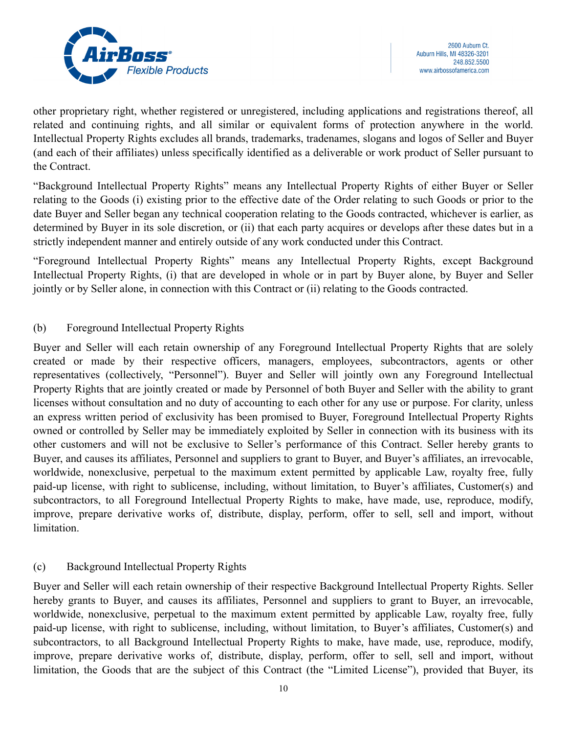other proprietary right, whether registered or unregistered, including applications and registrations thereof, all related and continuing rights, and all similar or equivalent forms of protection anywhere in the world. Intellectual Property Rights excludes all brands, trademarks, tradenames, slogans and logos of Seller and Buyer (and each of their affiliates) unless specifically identified as a deliverable or work product of Seller pursuant to the Contract.

"Background Intellectual Property Rights" means any Intellectual Property Rights of either Buyer or Seller relating to the Goods (i) existing prior to the effective date of the Order relating to such Goods or prior to the date Buyer and Seller began any technical cooperation relating to the Goods contracted, whichever is earlier, as determined by Buyer in its sole discretion, or (ii) that each party acquires or develops after these dates but in a strictly independent manner and entirely outside of any work conducted under this Contract.

"Foreground Intellectual Property Rights" means any Intellectual Property Rights, except Background Intellectual Property Rights, (i) that are developed in whole or in part by Buyer alone, by Buyer and Seller jointly or by Seller alone, in connection with this Contract or (ii) relating to the Goods contracted.

(b) Foreground Intellectual Property Rights

Buyer and Seller will each retain ownership of any Foreground Intellectual Property Rights that are solely created or made by their respective officers, managers, employees, subcontractors, agents or other representatives (collectively, "Personnel"). Buyer and Seller will jointly own any Foreground Intellectual Property Rights that are jointly created or made by Personnel of both Buyer and Seller with the ability to grant licenses without consultation and no duty of accounting to each other for any use or purpose. For clarity, unless an express written period of exclusivity has been promised to Buyer, Foreground Intellectual Property Rights owned or controlled by Seller may be immediately exploited by Seller in connection with its business with its other customers and will not be exclusive to Seller's performance of this Contract. Seller hereby grants to Buyer, and causes its affiliates, Personnel and suppliers to grant to Buyer, and Buyer's affiliates, an irrevocable, worldwide, nonexclusive, perpetual to the maximum extent permitted by applicable Law, royalty free, fully paid-up license, with right to sublicense, including, without limitation, to Buyer's affiliates, Customer(s) and subcontractors, to all Foreground Intellectual Property Rights to make, have made, use, reproduce, modify, improve, prepare derivative works of, distribute, display, perform, offer to sell, sell and import, without limitation.

(c) Background Intellectual Property Rights

Buyer and Seller will each retain ownership of their respective Background Intellectual Property Rights. Seller hereby grants to Buyer, and causes its affiliates, Personnel and suppliers to grant to Buyer, an irrevocable, worldwide, nonexclusive, perpetual to the maximum extent permitted by applicable Law, royalty free, fully paid-up license, with right to sublicense, including, without limitation, to Buyer's affiliates, Customer(s) and subcontractors, to all Background Intellectual Property Rights to make, have made, use, reproduce, modify, improve, prepare derivative works of, distribute, display, perform, offer to sell, sell and import, without limitation, the Goods that are the subject of this Contract (the "Limited License"), provided that Buyer, its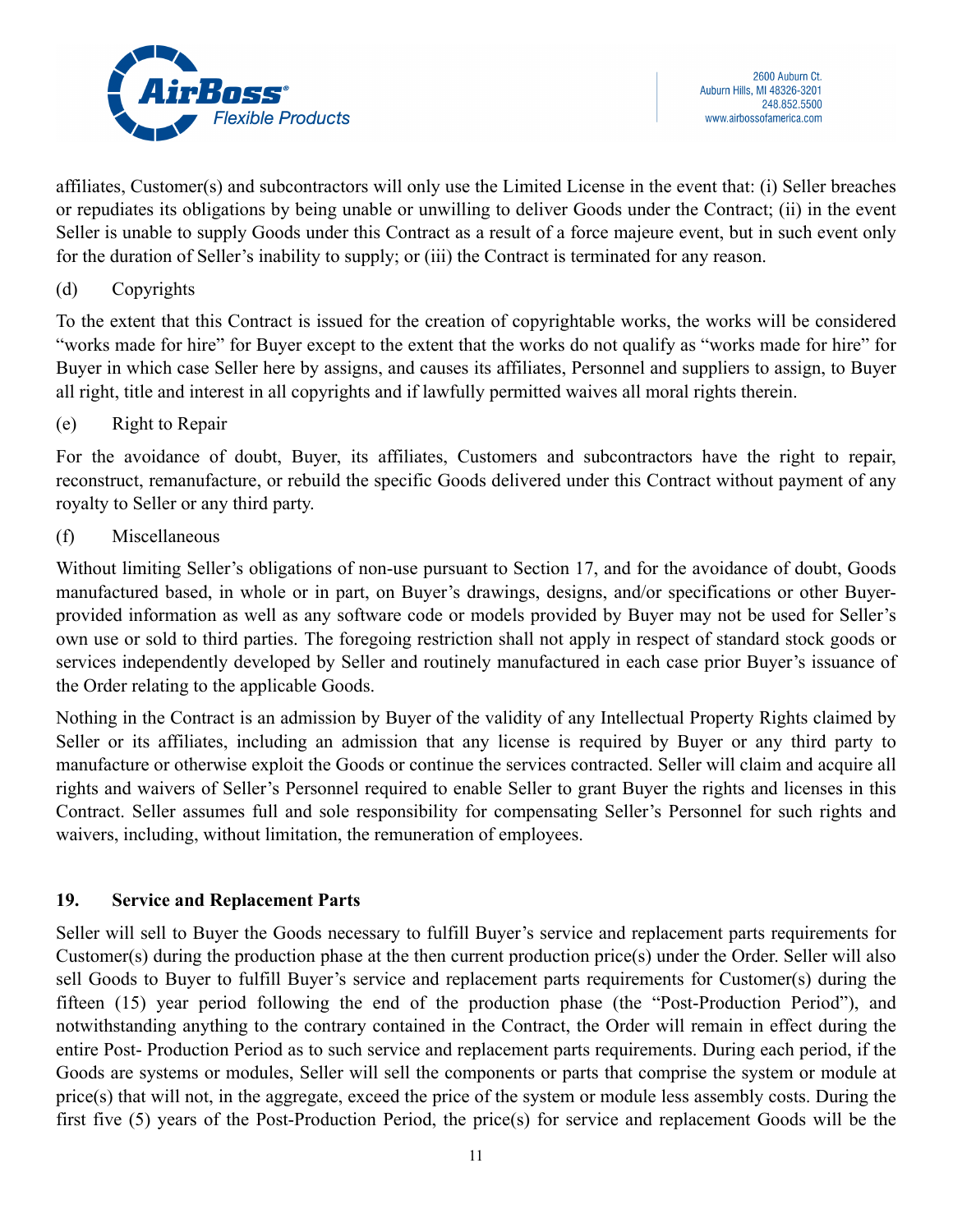affiliates, Customer(s) and subcontractors will only use the Limited License in the event that: (i) Seller breaches or repudiates its obligations by being unable or unwilling to deliver Goods under the Contract; (ii) in the event Seller is unable to supply Goods under this Contract as a result of a force majeure event, but in such event only for the duration of Seller's inability to supply; or (iii) the Contract is terminated for any reason.

(d) Copyrights

To the extent that this Contract is issued for the creation of copyrightable works, the works will be considered "works made for hire" for Buyer except to the extent that the works do not qualify as "works made for hire" for Buyer in which case Seller here by assigns, and causes its affiliates, Personnel and suppliers to assign, to Buyer all right, title and interest in all copyrights and if lawfully permitted waives all moral rights therein.

(e) Right to Repair

For the avoidance of doubt, Buyer, its affiliates, Customers and subcontractors have the right to repair, reconstruct, remanufacture, or rebuild the specific Goods delivered under this Contract without payment of any royalty to Seller or any third party.

(f) Miscellaneous

Without limiting Seller's obligations of non-use pursuant to Section 17, and for the avoidance of doubt, Goods manufactured based, in whole or in part, on Buyer's drawings, designs, and/or specifications or other Buyer-provided information as well as any software code or models provided by Buyer may not be used for Seller's own use or sold to third parties. The foregoing restriction shall not apply in respect of standard stock goods or services independently developed by Seller and routinely manufactured in each case prior Buyer's issuance of the Order relating to the applicable Goods.

Nothing in the Contract is an admission by Buyer of the validity of any Intellectual Property Rights claimed by Seller or its affiliates, including an admission that any license is required by Buyer or any third party to manufacture or otherwise exploit the Goods or continue the services contracted. Seller will claim and acquire all rights and waivers of Seller's Personnel required to enable Seller to grant Buyer the rights and licenses in this Contract. Seller assumes full and sole responsibility for compensating Seller's Personnel for such rights and waivers, including, without limitation, the remuneration of employees.

## 19. Service and Replacement Parts

Seller will sell to Buyer the Goods necessary to fulfill Buyer's service and replacement parts requirements for Customer(s) during the production phase at the then current production price(s) under the Order. Seller will also sell Goods to Buyer to fulfill Buyer's service and replacement parts requirements for Customer(s) during the fifteen (15) year period following the end of the production phase (the "Post-Production Period"), and notwithstanding anything to the contrary contained in the Contract, the Order will remain in effect during the entire Post- Production Period as to such service and replacement parts requirements. During each period, if the Goods are systems or modules, Seller will sell the components or parts that comprise the system or module at price(s) that will not, in the aggregate, exceed the price of the system or module less assembly costs. During the first five (5) years of the Post-Production Period, the price(s) for service and replacement Goods will be the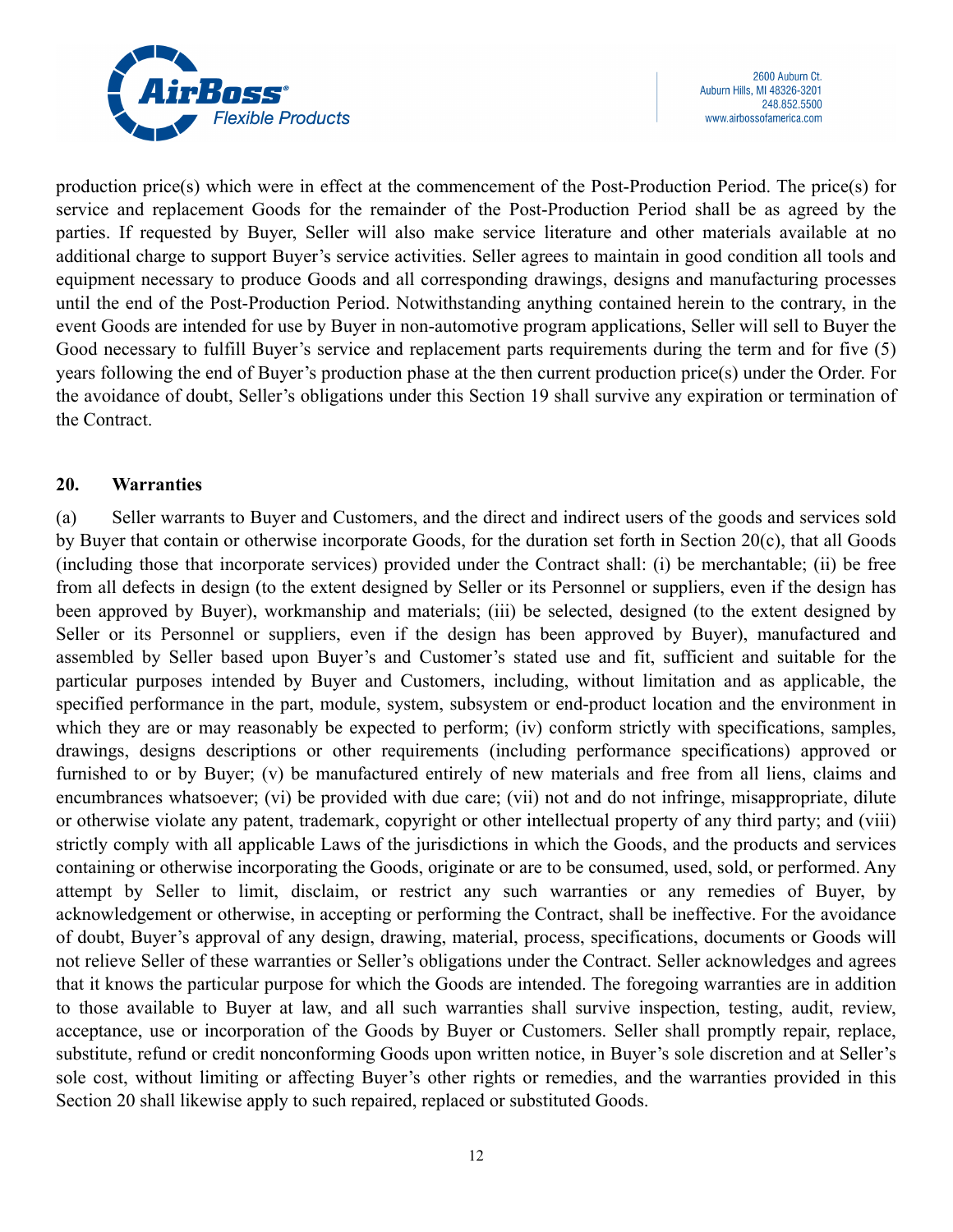production price(s) which were in effect at the commencement of the Post-Production Period. The price(s) for service and replacement Goods for the remainder of the Post-Production Period shall be as agreed by the parties. If requested by Buyer, Seller will also make service literature and other materials available at no additional charge to support Buyer's service activities. Seller agrees to maintain in good condition all tools and equipment necessary to produce Goods and all corresponding drawings, designs and manufacturing processes until the end of the Post-Production Period. Notwithstanding anything contained herein to the contrary, in the event Goods are intended for use by Buyer in non-automotive program applications, Seller will sell to Buyer the Good necessary to fulfill Buyer's service and replacement parts requirements during the term and for five (5) years following the end of Buyer's production phase at the then current production price(s) under the Order. For the avoidance of doubt, Seller's obligations under this Section 19 shall survive any expiration or termination of the Contract.

## 20. Warranties

(a) Seller warrants to Buyer and Customers, and the direct and indirect users of the goods and services sold by Buyer that contain or otherwise incorporate Goods, for the duration set forth in Section 20(c), that all Goods (including those that incorporate services) provided under the Contract shall: (i) be merchantable; (ii) be free from all defects in design (to the extent designed by Seller or its Personnel or suppliers, even if the design has been approved by Buyer), workmanship and materials; (iii) be selected, designed (to the extent designed by Seller or its Personnel or suppliers, even if the design has been approved by Buyer), manufactured and assembled by Seller based upon Buyer's and Customer's stated use and fit, sufficient and suitable for the particular purposes intended by Buyer and Customers, including, without limitation and as applicable, the specified performance in the part, module, system, subsystem or end-product location and the environment in which they are or may reasonably be expected to perform; (iv) conform strictly with specifications, samples, drawings, designs descriptions or other requirements (including performance specifications) approved or furnished to or by Buyer; (v) be manufactured entirely of new materials and free from all liens, claims and encumbrances whatsoever; (vi) be provided with due care; (vii) not and do not infringe, misappropriate, dilute or otherwise violate any patent, trademark, copyright or other intellectual property of any third party; and (viii) strictly comply with all applicable Laws of the jurisdictions in which the Goods, and the products and services containing or otherwise incorporating the Goods, originate or are to be consumed, used, sold, or performed. Any attempt by Seller to limit, disclaim, or restrict any such warranties or any remedies of Buyer, by acknowledgement or otherwise, in accepting or performing the Contract, shall be ineffective. For the avoidance of doubt, Buyer's approval of any design, drawing, material, process, specifications, documents or Goods will not relieve Seller of these warranties or Seller's obligations under the Contract. Seller acknowledges and agrees that it knows the particular purpose for which the Goods are intended. The foregoing warranties are in addition to those available to Buyer at law, and all such warranties shall survive inspection, testing, audit, review, acceptance, use or incorporation of the Goods by Buyer or Customers. Seller shall promptly repair, replace, substitute, refund or credit nonconforming Goods upon written notice, in Buyer's sole discretion and at Seller's sole cost, without limiting or affecting Buyer's other rights or remedies, and the warranties provided in this Section 20 shall likewise apply to such repaired, replaced or substituted Goods.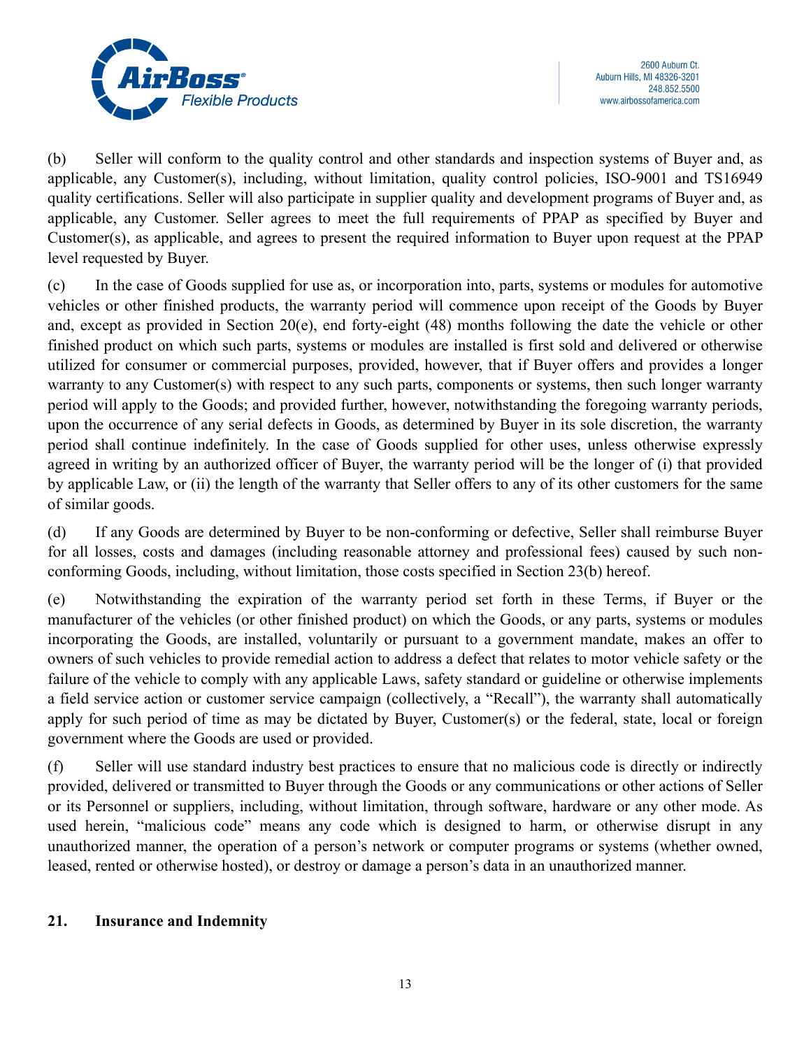(b) Seller will conform to the quality control and other standards and inspection systems of Buyer and, as applicable, any Customer(s), including, without limitation, quality control policies, ISO-9001 and TS16949 quality certifications. Seller will also participate in supplier quality and development programs of Buyer and, as applicable, any Customer. Seller agrees to meet the full requirements of PPAP as specified by Buyer and Customer(s), as applicable, and agrees to present the required information to Buyer upon request at the PPAP level requested by Buyer.

(c) In the case of Goods supplied for use as, or incorporation into, parts, systems or modules for automotive vehicles or other finished products, the warranty period will commence upon receipt of the Goods by Buyer and, except as provided in Section 20(e), end forty-eight (48) months following the date the vehicle or other finished product on which such parts, systems or modules are installed is first sold and delivered or otherwise utilized for consumer or commercial purposes, provided, however, that if Buyer offers and provides a longer warranty to any Customer(s) with respect to any such parts, components or systems, then such longer warranty period will apply to the Goods; and provided further, however, notwithstanding the foregoing warranty periods, upon the occurrence of any serial defects in Goods, as determined by Buyer in its sole discretion, the warranty period shall continue indefinitely. In the case of Goods supplied for other uses, unless otherwise expressly agreed in writing by an authorized officer of Buyer, the warranty period will be the longer of (i) that provided by applicable Law, or (ii) the length of the warranty that Seller offers to any of its other customers for the same of similar goods.

(d) If any Goods are determined by Buyer to be non-conforming or defective, Seller shall reimburse Buyer for all losses, costs and damages (including reasonable attorney and professional fees) caused by such non-conforming Goods, including, without limitation, those costs specified in Section 23(b) hereof.

(e) Notwithstanding the expiration of the warranty period set forth in these Terms, if Buyer or the manufacturer of the vehicles (or other finished product) on which the Goods, or any parts, systems or modules incorporating the Goods, are installed, voluntarily or pursuant to a government mandate, makes an offer to owners of such vehicles to provide remedial action to address a defect that relates to motor vehicle safety or the failure of the vehicle to comply with any applicable Laws, safety standard or guideline or otherwise implements a field service action or customer service campaign (collectively, a "Recall"), the warranty shall automatically apply for such period of time as may be dictated by Buyer, Customer(s) or the federal, state, local or foreign government where the Goods are used or provided.

(f) Seller will use standard industry best practices to ensure that no malicious code is directly or indirectly provided, delivered or transmitted to Buyer through the Goods or any communications or other actions of Seller or its Personnel or suppliers, including, without limitation, through software, hardware or any other mode. As used herein, "malicious code" means any code which is designed to harm, or otherwise disrupt in any unauthorized manner, the operation of a person's network or computer programs or systems (whether owned, leased, rented or otherwise hosted), or destroy or damage a person's data in an unauthorized manner.

## 21. Insurance and Indemnity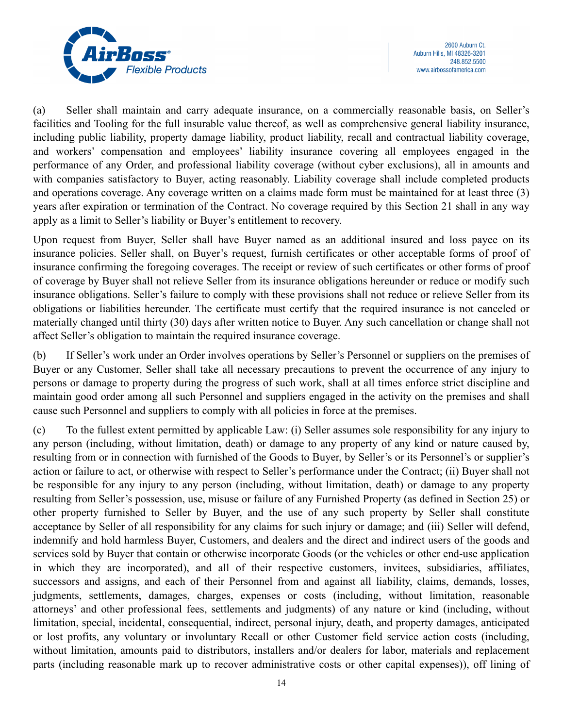(a) Seller shall maintain and carry adequate insurance, on a commercially reasonable basis, on Seller's facilities and Tooling for the full insurable value thereof, as well as comprehensive general liability insurance, including public liability, property damage liability, product liability, recall and contractual liability coverage, and workers' compensation and employees' liability insurance covering all employees engaged in the performance of any Order, and professional liability coverage (without cyber exclusions), all in amounts and with companies satisfactory to Buyer, acting reasonably. Liability coverage shall include completed products and operations coverage. Any coverage written on a claims made form must be maintained for at least three (3) years after expiration or termination of the Contract. No coverage required by this Section 21 shall in any way apply as a limit to Seller's liability or Buyer's entitlement to recovery.

Upon request from Buyer, Seller shall have Buyer named as an additional insured and loss payee on its insurance policies. Seller shall, on Buyer's request, furnish certificates or other acceptable forms of proof of insurance confirming the foregoing coverages. The receipt or review of such certificates or other forms of proof of coverage by Buyer shall not relieve Seller from its insurance obligations hereunder or reduce or modify such insurance obligations. Seller's failure to comply with these provisions shall not reduce or relieve Seller from its obligations or liabilities hereunder. The certificate must certify that the required insurance is not canceled or materially changed until thirty (30) days after written notice to Buyer. Any such cancellation or change shall not affect Seller's obligation to maintain the required insurance coverage.

(b) If Seller's work under an Order involves operations by Seller's Personnel or suppliers on the premises of Buyer or any Customer, Seller shall take all necessary precautions to prevent the occurrence of any injury to persons or damage to property during the progress of such work, shall at all times enforce strict discipline and maintain good order among all such Personnel and suppliers engaged in the activity on the premises and shall cause such Personnel and suppliers to comply with all policies in force at the premises.

(c) To the fullest extent permitted by applicable Law: (i) Seller assumes sole responsibility for any injury to any person (including, without limitation, death) or damage to any property of any kind or nature caused by, resulting from or in connection with furnished of the Goods to Buyer, by Seller's or its Personnel's or supplier's action or failure to act, or otherwise with respect to Seller's performance under the Contract; (ii) Buyer shall not be responsible for any injury to any person (including, without limitation, death) or damage to any property resulting from Seller's possession, use, misuse or failure of any Furnished Property (as defined in Section 25) or other property furnished to Seller by Buyer, and the use of any such property by Seller shall constitute acceptance by Seller of all responsibility for any claims for such injury or damage; and (iii) Seller will defend, indemnify and hold harmless Buyer, Customers, and dealers and the direct and indirect users of the goods and services sold by Buyer that contain or otherwise incorporate Goods (or the vehicles or other end-use application in which they are incorporated), and all of their respective customers, invitees, subsidiaries, affiliates, successors and assigns, and each of their Personnel from and against all liability, claims, demands, losses, judgments, settlements, damages, charges, expenses or costs (including, without limitation, reasonable attorneys' and other professional fees, settlements and judgments) of any nature or kind (including, without limitation, special, incidental, consequential, indirect, personal injury, death, and property damages, anticipated or lost profits, any voluntary or involuntary Recall or other Customer field service action costs (including, without limitation, amounts paid to distributors, installers and/or dealers for labor, materials and replacement parts (including reasonable mark up to recover administrative costs or other capital expenses)), off lining of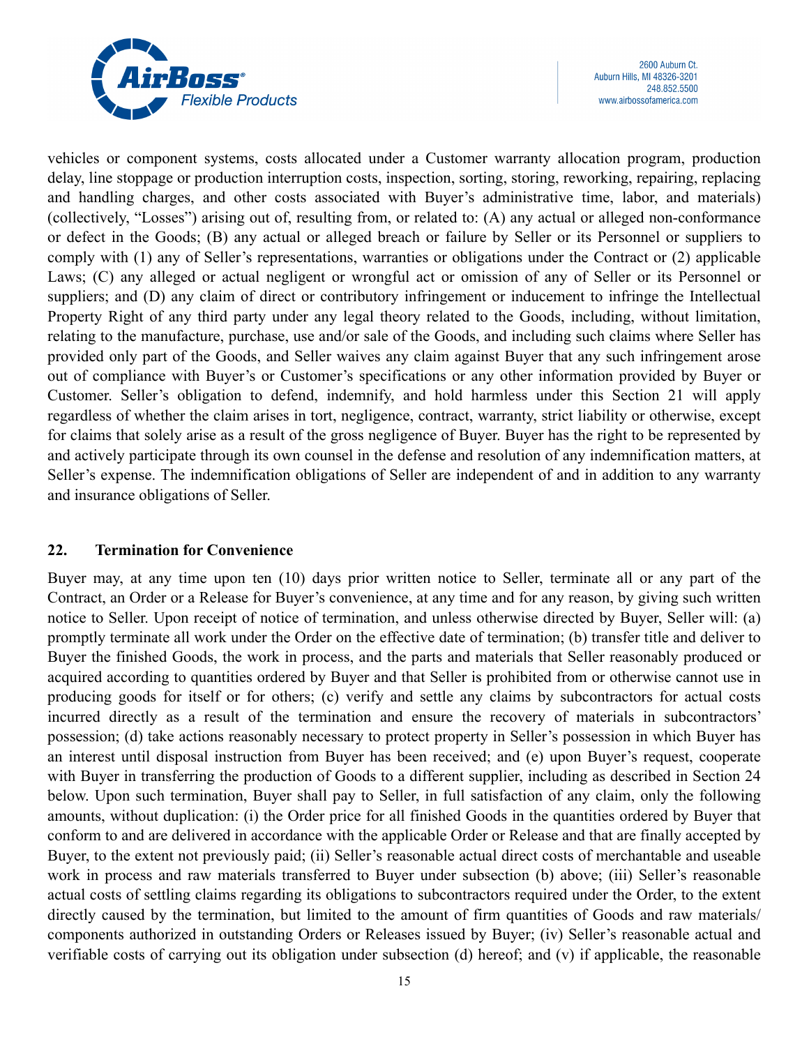vehicles or component systems, costs allocated under a Customer warranty allocation program, production delay, line stoppage or production interruption costs, inspection, sorting, storing, reworking, repairing, replacing and handling charges, and other costs associated with Buyer's administrative time, labor, and materials) (collectively, "Losses") arising out of, resulting from, or related to: (A) any actual or alleged non-conformance or defect in the Goods; (B) any actual or alleged breach or failure by Seller or its Personnel or suppliers to comply with (1) any of Seller's representations, warranties or obligations under the Contract or (2) applicable Laws; (C) any alleged or actual negligent or wrongful act or omission of any of Seller or its Personnel or suppliers; and (D) any claim of direct or contributory infringement or inducement to infringe the Intellectual Property Right of any third party under any legal theory related to the Goods, including, without limitation, relating to the manufacture, purchase, use and/or sale of the Goods, and including such claims where Seller has provided only part of the Goods, and Seller waives any claim against Buyer that any such infringement arose out of compliance with Buyer's or Customer's specifications or any other information provided by Buyer or Customer. Seller's obligation to defend, indemnify, and hold harmless under this Section 21 will apply regardless of whether the claim arises in tort, negligence, contract, warranty, strict liability or otherwise, except for claims that solely arise as a result of the gross negligence of Buyer. Buyer has the right to be represented by and actively participate through its own counsel in the defense and resolution of any indemnification matters, at Seller's expense. The indemnification obligations of Seller are independent of and in addition to any warranty and insurance obligations of Seller.

## 22. Termination for Convenience

Buyer may, at any time upon ten (10) days prior written notice to Seller, terminate all or any part of the Contract, an Order or a Release for Buyer's convenience, at any time and for any reason, by giving such written notice to Seller. Upon receipt of notice of termination, and unless otherwise directed by Buyer, Seller will: (a) promptly terminate all work under the Order on the effective date of termination; (b) transfer title and deliver to Buyer the finished Goods, the work in process, and the parts and materials that Seller reasonably produced or acquired according to quantities ordered by Buyer and that Seller is prohibited from or otherwise cannot use in producing goods for itself or for others; (c) verify and settle any claims by subcontractors for actual costs incurred directly as a result of the termination and ensure the recovery of materials in subcontractors' possession; (d) take actions reasonably necessary to protect property in Seller's possession in which Buyer has an interest until disposal instruction from Buyer has been received; and (e) upon Buyer's request, cooperate with Buyer in transferring the production of Goods to a different supplier, including as described in Section 24 below. Upon such termination, Buyer shall pay to Seller, in full satisfaction of any claim, only the following amounts, without duplication: (i) the Order price for all finished Goods in the quantities ordered by Buyer that conform to and are delivered in accordance with the applicable Order or Release and that are finally accepted by Buyer, to the extent not previously paid; (ii) Seller's reasonable actual direct costs of merchantable and useable work in process and raw materials transferred to Buyer under subsection (b) above; (iii) Seller's reasonable actual costs of settling claims regarding its obligations to subcontractors required under the Order, to the extent directly caused by the termination, but limited to the amount of firm quantities of Goods and raw materials/components authorized in outstanding Orders or Releases issued by Buyer; (iv) Seller's reasonable actual and verifiable costs of carrying out its obligation under subsection (d) hereof; and (v) if applicable, the reasonable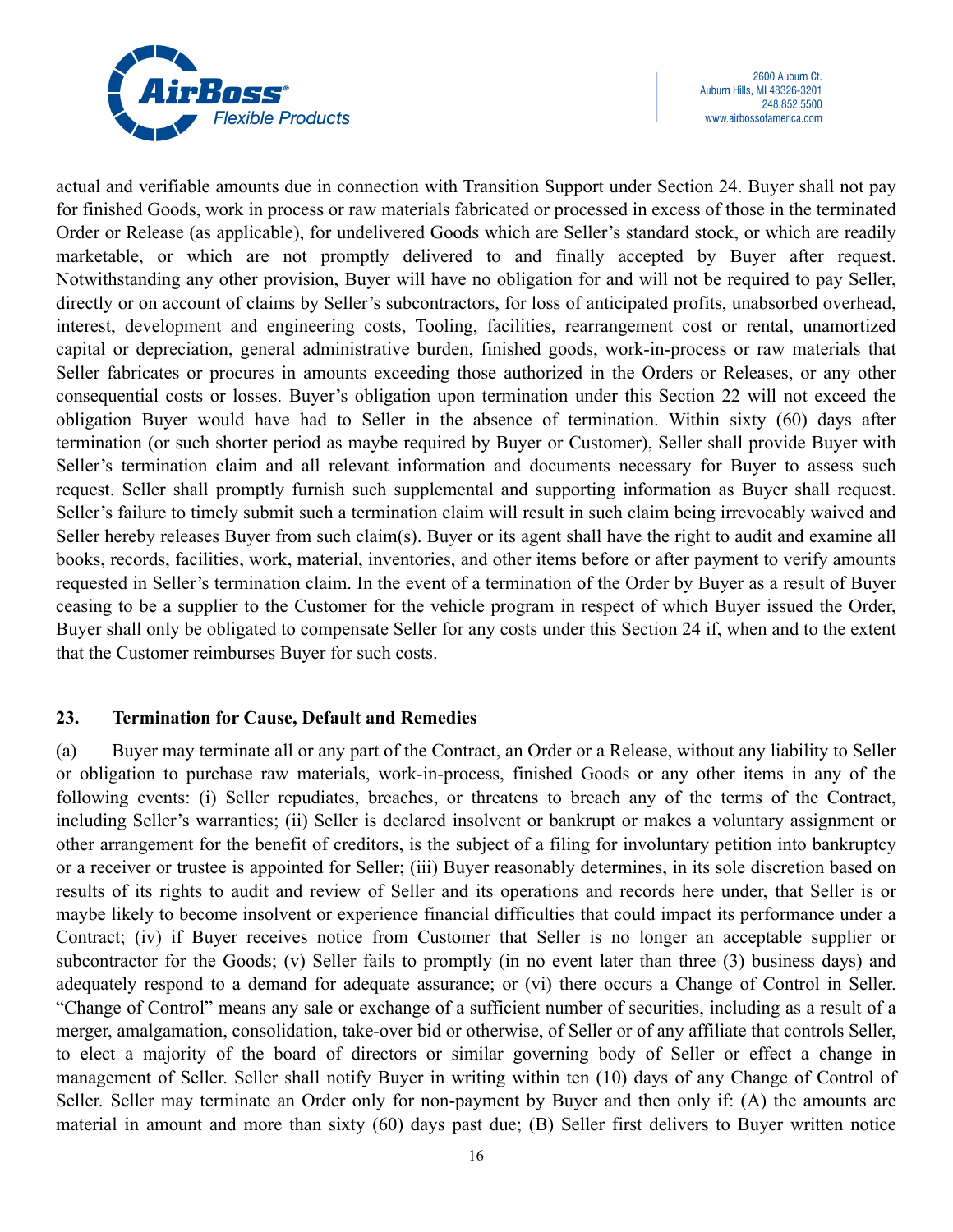actual and verifiable amounts due in connection with Transition Support under Section 24. Buyer shall not pay for finished Goods, work in process or raw materials fabricated or processed in excess of those in the terminated Order or Release (as applicable), for undelivered Goods which are Seller's standard stock, or which are readily marketable, or which are not promptly delivered to and finally accepted by Buyer after request. Notwithstanding any other provision, Buyer will have no obligation for and will not be required to pay Seller, directly or on account of claims by Seller's subcontractors, for loss of anticipated profits, unabsorbed overhead, interest, development and engineering costs, Tooling, facilities, rearrangement cost or rental, unamortized capital or depreciation, general administrative burden, finished goods, work-in-process or raw materials that Seller fabricates or procures in amounts exceeding those authorized in the Orders or Releases, or any other consequential costs or losses. Buyer's obligation upon termination under this Section 22 will not exceed the obligation Buyer would have had to Seller in the absence of termination. Within sixty (60) days after termination (or such shorter period as maybe required by Buyer or Customer), Seller shall provide Buyer with Seller's termination claim and all relevant information and documents necessary for Buyer to assess such request. Seller shall promptly furnish such supplemental and supporting information as Buyer shall request. Seller's failure to timely submit such a termination claim will result in such claim being irrevocably waived and Seller hereby releases Buyer from such claim(s). Buyer or its agent shall have the right to audit and examine all books, records, facilities, work, material, inventories, and other items before or after payment to verify amounts requested in Seller's termination claim. In the event of a termination of the Order by Buyer as a result of Buyer ceasing to be a supplier to the Customer for the vehicle program in respect of which Buyer issued the Order, Buyer shall only be obligated to compensate Seller for any costs under this Section 24 if, when and to the extent that the Customer reimburses Buyer for such costs.

## 23. Termination for Cause, Default and Remedies

(a) Buyer may terminate all or any part of the Contract, an Order or a Release, without any liability to Seller or obligation to purchase raw materials, work-in-process, finished Goods or any other items in any of the following events: (i) Seller repudiates, breaches, or threatens to breach any of the terms of the Contract, including Seller's warranties; (ii) Seller is declared insolvent or bankrupt or makes a voluntary assignment or other arrangement for the benefit of creditors, is the subject of a filing for involuntary petition into bankruptcy or a receiver or trustee is appointed for Seller; (iii) Buyer reasonably determines, in its sole discretion based on results of its rights to audit and review of Seller and its operations and records here under, that Seller is or maybe likely to become insolvent or experience financial difficulties that could impact its performance under a Contract; (iv) if Buyer receives notice from Customer that Seller is no longer an acceptable supplier or subcontractor for the Goods; (v) Seller fails to promptly (in no event later than three (3) business days) and adequately respond to a demand for adequate assurance; or (vi) there occurs a Change of Control in Seller. "Change of Control" means any sale or exchange of a sufficient number of securities, including as a result of a merger, amalgamation, consolidation, take-over bid or otherwise, of Seller or of any affiliate that controls Seller, to elect a majority of the board of directors or similar governing body of Seller or effect a change in management of Seller. Seller shall notify Buyer in writing within ten (10) days of any Change of Control of Seller. Seller may terminate an Order only for non-payment by Buyer and then only if: (A) the amounts are material in amount and more than sixty (60) days past due; (B) Seller first delivers to Buyer written notice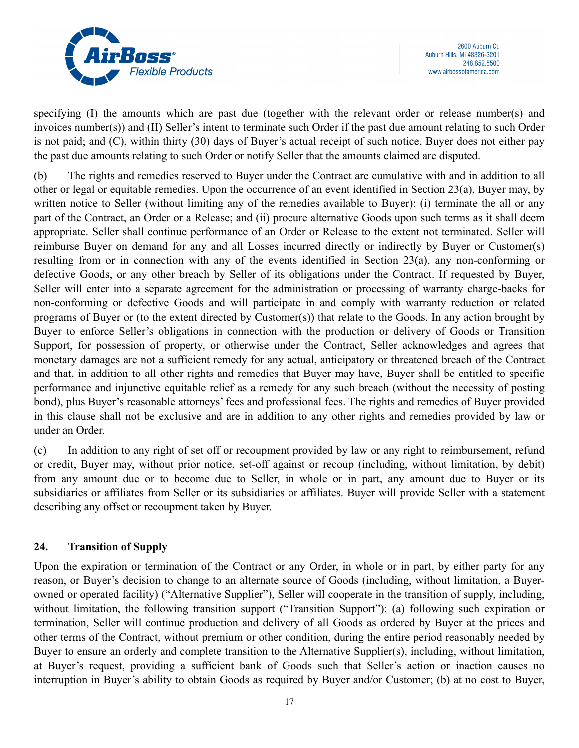specifying (I) the amounts which are past due (together with the relevant order or release number(s) and invoices number(s)) and (II) Seller's intent to terminate such Order if the past due amount relating to such Order is not paid; and (C), within thirty (30) days of Buyer's actual receipt of such notice, Buyer does not either pay the past due amounts relating to such Order or notify Seller that the amounts claimed are disputed.

(b) The rights and remedies reserved to Buyer under the Contract are cumulative with and in addition to all other or legal or equitable remedies. Upon the occurrence of an event identified in Section 23(a), Buyer may, by written notice to Seller (without limiting any of the remedies available to Buyer): (i) terminate the all or any part of the Contract, an Order or a Release; and (ii) procure alternative Goods upon such terms as it shall deem appropriate. Seller shall continue performance of an Order or Release to the extent not terminated. Seller will reimburse Buyer on demand for any and all Losses incurred directly or indirectly by Buyer or Customer(s) resulting from or in connection with any of the events identified in Section 23(a), any non-conforming or defective Goods, or any other breach by Seller of its obligations under the Contract. If requested by Buyer, Seller will enter into a separate agreement for the administration or processing of warranty charge-backs for non-conforming or defective Goods and will participate in and comply with warranty reduction or related programs of Buyer or (to the extent directed by Customer(s)) that relate to the Goods. In any action brought by Buyer to enforce Seller's obligations in connection with the production or delivery of Goods or Transition Support, for possession of property, or otherwise under the Contract, Seller acknowledges and agrees that monetary damages are not a sufficient remedy for any actual, anticipatory or threatened breach of the Contract and that, in addition to all other rights and remedies that Buyer may have, Buyer shall be entitled to specific performance and injunctive equitable relief as a remedy for any such breach (without the necessity of posting bond), plus Buyer's reasonable attorneys' fees and professional fees. The rights and remedies of Buyer provided in this clause shall not be exclusive and are in addition to any other rights and remedies provided by law or under an Order.

(c) In addition to any right of set off or recoupment provided by law or any right to reimbursement, refund or credit, Buyer may, without prior notice, set-off against or recoup (including, without limitation, by debit) from any amount due or to become due to Seller, in whole or in part, any amount due to Buyer or its subsidiaries or affiliates from Seller or its subsidiaries or affiliates. Buyer will provide Seller with a statement describing any offset or recoupment taken by Buyer.

## 24. Transition of Supply

Upon the expiration or termination of the Contract or any Order, in whole or in part, by either party for any reason, or Buyer's decision to change to an alternate source of Goods (including, without limitation, a Buyer-owned or operated facility) ("Alternative Supplier"), Seller will cooperate in the transition of supply, including, without limitation, the following transition support ("Transition Support"): (a) following such expiration or termination, Seller will continue production and delivery of all Goods as ordered by Buyer at the prices and other terms of the Contract, without premium or other condition, during the entire period reasonably needed by Buyer to ensure an orderly and complete transition to the Alternative Supplier(s), including, without limitation, at Buyer's request, providing a sufficient bank of Goods such that Seller's action or inaction causes no interruption in Buyer's ability to obtain Goods as required by Buyer and/or Customer; (b) at no cost to Buyer,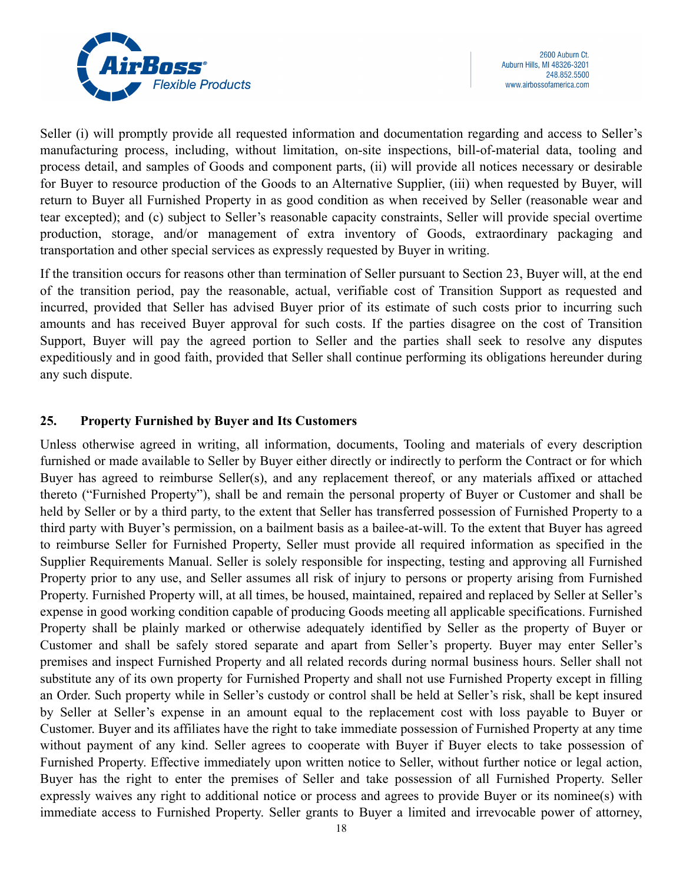Seller (i) will promptly provide all requested information and documentation regarding and access to Seller's manufacturing process, including, without limitation, on-site inspections, bill-of-material data, tooling and process detail, and samples of Goods and component parts, (ii) will provide all notices necessary or desirable for Buyer to resource production of the Goods to an Alternative Supplier, (iii) when requested by Buyer, will return to Buyer all Furnished Property in as good condition as when received by Seller (reasonable wear and tear excepted); and (c) subject to Seller's reasonable capacity constraints, Seller will provide special overtime production, storage, and/or management of extra inventory of Goods, extraordinary packaging and transportation and other special services as expressly requested by Buyer in writing.

If the transition occurs for reasons other than termination of Seller pursuant to Section 23, Buyer will, at the end of the transition period, pay the reasonable, actual, verifiable cost of Transition Support as requested and incurred, provided that Seller has advised Buyer prior of its estimate of such costs prior to incurring such amounts and has received Buyer approval for such costs. If the parties disagree on the cost of Transition Support, Buyer will pay the agreed portion to Seller and the parties shall seek to resolve any disputes expeditiously and in good faith, provided that Seller shall continue performing its obligations hereunder during any such dispute.

## 25. Property Furnished by Buyer and Its Customers

Unless otherwise agreed in writing, all information, documents, Tooling and materials of every description furnished or made available to Seller by Buyer either directly or indirectly to perform the Contract or for which Buyer has agreed to reimburse Seller(s), and any replacement thereof, or any materials affixed or attached thereto ("Furnished Property"), shall be and remain the personal property of Buyer or Customer and shall be held by Seller or by a third party, to the extent that Seller has transferred possession of Furnished Property to a third party with Buyer's permission, on a bailment basis as a bailee-at-will. To the extent that Buyer has agreed to reimburse Seller for Furnished Property, Seller must provide all required information as specified in the Supplier Requirements Manual. Seller is solely responsible for inspecting, testing and approving all Furnished Property prior to any use, and Seller assumes all risk of injury to persons or property arising from Furnished Property. Furnished Property will, at all times, be housed, maintained, repaired and replaced by Seller at Seller's expense in good working condition capable of producing Goods meeting all applicable specifications. Furnished Property shall be plainly marked or otherwise adequately identified by Seller as the property of Buyer or Customer and shall be safely stored separate and apart from Seller's property. Buyer may enter Seller's premises and inspect Furnished Property and all related records during normal business hours. Seller shall not substitute any of its own property for Furnished Property and shall not use Furnished Property except in filling an Order. Such property while in Seller's custody or control shall be held at Seller's risk, shall be kept insured by Seller at Seller's expense in an amount equal to the replacement cost with loss payable to Buyer or Customer. Buyer and its affiliates have the right to take immediate possession of Furnished Property at any time without payment of any kind. Seller agrees to cooperate with Buyer if Buyer elects to take possession of Furnished Property. Effective immediately upon written notice to Seller, without further notice or legal action, Buyer has the right to enter the premises of Seller and take possession of all Furnished Property. Seller expressly waives any right to additional notice or process and agrees to provide Buyer or its nominee(s) with immediate access to Furnished Property. Seller grants to Buyer a limited and irrevocable power of attorney,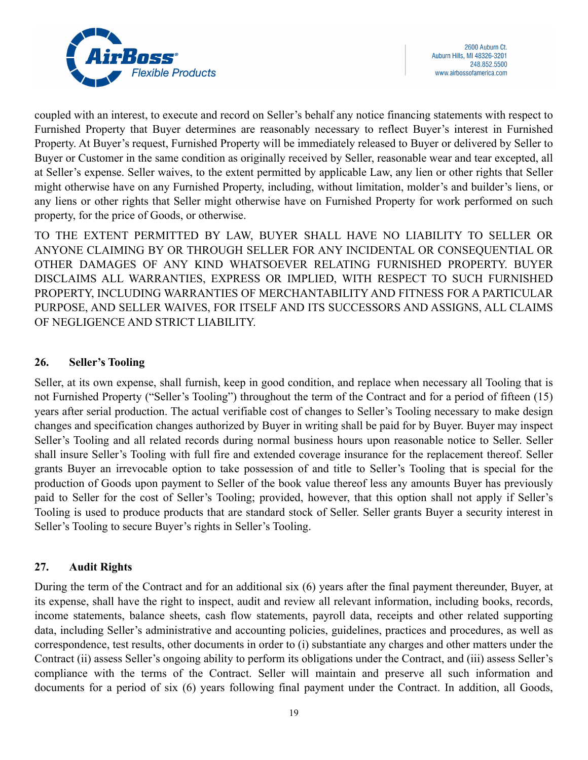coupled with an interest, to execute and record on Seller's behalf any notice financing statements with respect to Furnished Property that Buyer determines are reasonably necessary to reflect Buyer's interest in Furnished Property. At Buyer's request, Furnished Property will be immediately released to Buyer or delivered by Seller to Buyer or Customer in the same condition as originally received by Seller, reasonable wear and tear excepted, all at Seller's expense. Seller waives, to the extent permitted by applicable Law, any lien or other rights that Seller might otherwise have on any Furnished Property, including, without limitation, molder's and builder's liens, or any liens or other rights that Seller might otherwise have on Furnished Property for work performed on such property, for the price of Goods, or otherwise.

TO THE EXTENT PERMITTED BY LAW, BUYER SHALL HAVE NO LIABILITY TO SELLER OR ANYONE CLAIMING BY OR THROUGH SELLER FOR ANY INCIDENTAL OR CONSEQUENTIAL OR OTHER DAMAGES OF ANY KIND WHATSOEVER RELATING FURNISHED PROPERTY. BUYER DISCLAIMS ALL WARRANTIES, EXPRESS OR IMPLIED, WITH RESPECT TO SUCH FURNISHED PROPERTY, INCLUDING WARRANTIES OF MERCHANTABILITY AND FITNESS FOR A PARTICULAR PURPOSE, AND SELLER WAIVES, FOR ITSELF AND ITS SUCCESSORS AND ASSIGNS, ALL CLAIMS OF NEGLIGENCE AND STRICT LIABILITY.

## 26. Seller's Tooling

Seller, at its own expense, shall furnish, keep in good condition, and replace when necessary all Tooling that is not Furnished Property ("Seller's Tooling") throughout the term of the Contract and for a period of fifteen (15) years after serial production. The actual verifiable cost of changes to Seller's Tooling necessary to make design changes and specification changes authorized by Buyer in writing shall be paid for by Buyer. Buyer may inspect Seller's Tooling and all related records during normal business hours upon reasonable notice to Seller. Seller shall insure Seller's Tooling with full fire and extended coverage insurance for the replacement thereof. Seller grants Buyer an irrevocable option to take possession of and title to Seller's Tooling that is special for the production of Goods upon payment to Seller of the book value thereof less any amounts Buyer has previously paid to Seller for the cost of Seller's Tooling; provided, however, that this option shall not apply if Seller's Tooling is used to produce products that are standard stock of Seller. Seller grants Buyer a security interest in Seller's Tooling to secure Buyer's rights in Seller's Tooling.

## 27. Audit Rights

During the term of the Contract and for an additional six (6) years after the final payment thereunder, Buyer, at its expense, shall have the right to inspect, audit and review all relevant information, including books, records, income statements, balance sheets, cash flow statements, payroll data, receipts and other related supporting data, including Seller's administrative and accounting policies, guidelines, practices and procedures, as well as correspondence, test results, other documents in order to (i) substantiate any charges and other matters under the Contract (ii) assess Seller's ongoing ability to perform its obligations under the Contract, and (iii) assess Seller's compliance with the terms of the Contract. Seller will maintain and preserve all such information and documents for a period of six (6) years following final payment under the Contract. In addition, all Goods,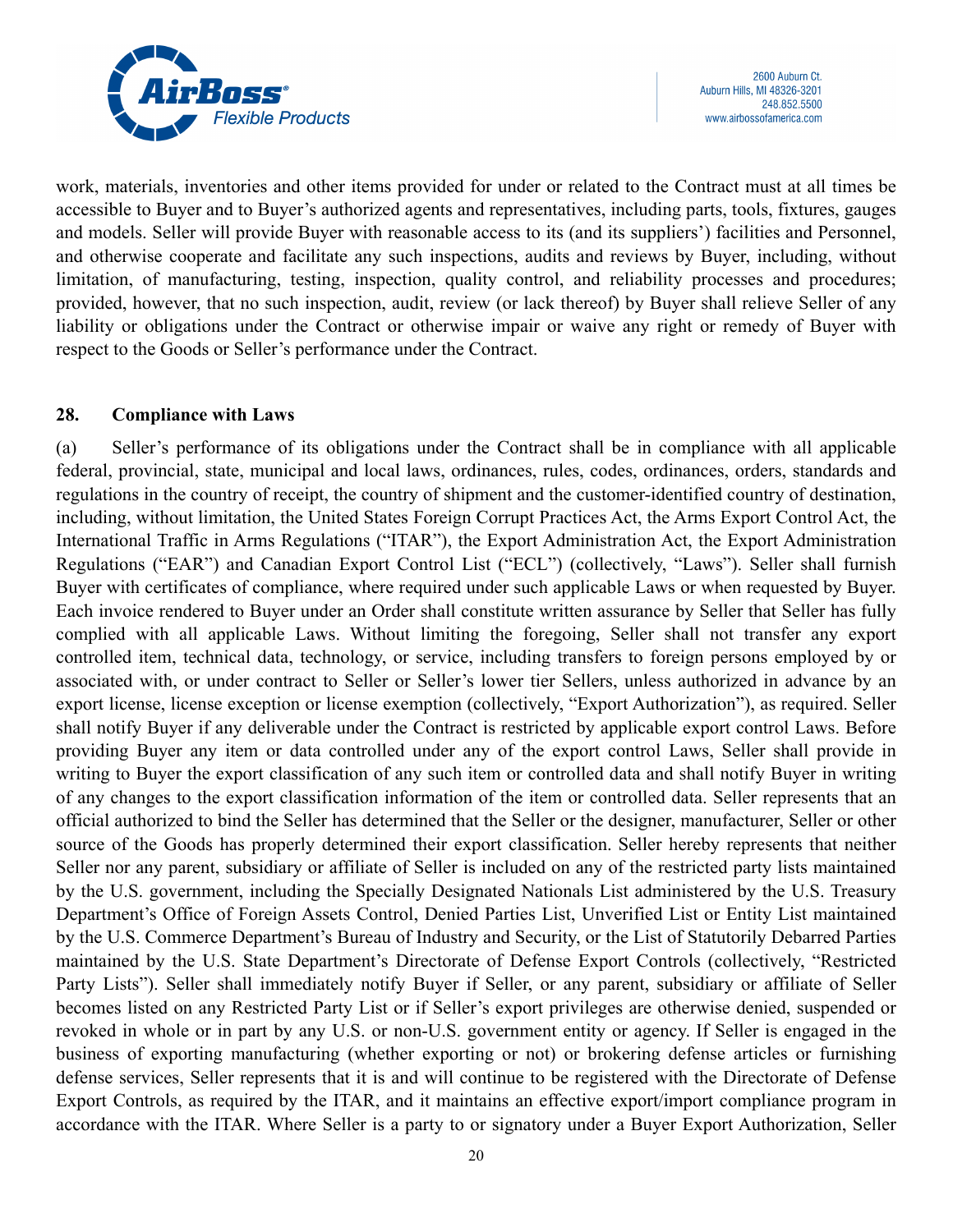work, materials, inventories and other items provided for under or related to the Contract must at all times be accessible to Buyer and to Buyer's authorized agents and representatives, including parts, tools, fixtures, gauges and models. Seller will provide Buyer with reasonable access to its (and its suppliers') facilities and Personnel, and otherwise cooperate and facilitate any such inspections, audits and reviews by Buyer, including, without limitation, of manufacturing, testing, inspection, quality control, and reliability processes and procedures; provided, however, that no such inspection, audit, review (or lack thereof) by Buyer shall relieve Seller of any liability or obligations under the Contract or otherwise impair or waive any right or remedy of Buyer with respect to the Goods or Seller's performance under the Contract.

## 28. Compliance with Laws

(a) Seller's performance of its obligations under the Contract shall be in compliance with all applicable federal, provincial, state, municipal and local laws, ordinances, rules, codes, ordinances, orders, standards and regulations in the country of receipt, the country of shipment and the customer-identified country of destination, including, without limitation, the United States Foreign Corrupt Practices Act, the Arms Export Control Act, the International Traffic in Arms Regulations ("ITAR"), the Export Administration Act, the Export Administration Regulations ("EAR") and Canadian Export Control List ("ECL") (collectively, "Laws"). Seller shall furnish Buyer with certificates of compliance, where required under such applicable Laws or when requested by Buyer. Each invoice rendered to Buyer under an Order shall constitute written assurance by Seller that Seller has fully complied with all applicable Laws. Without limiting the foregoing, Seller shall not transfer any export controlled item, technical data, technology, or service, including transfers to foreign persons employed by or associated with, or under contract to Seller or Seller's lower tier Sellers, unless authorized in advance by an export license, license exception or license exemption (collectively, "Export Authorization"), as required. Seller shall notify Buyer if any deliverable under the Contract is restricted by applicable export control Laws. Before providing Buyer any item or data controlled under any of the export control Laws, Seller shall provide in writing to Buyer the export classification of any such item or controlled data and shall notify Buyer in writing of any changes to the export classification information of the item or controlled data. Seller represents that an official authorized to bind the Seller has determined that the Seller or the designer, manufacturer, Seller or other source of the Goods has properly determined their export classification. Seller hereby represents that neither Seller nor any parent, subsidiary or affiliate of Seller is included on any of the restricted party lists maintained by the U.S. government, including the Specially Designated Nationals List administered by the U.S. Treasury Department's Office of Foreign Assets Control, Denied Parties List, Unverified List or Entity List maintained by the U.S. Commerce Department's Bureau of Industry and Security, or the List of Statutorily Debarred Parties maintained by the U.S. State Department's Directorate of Defense Export Controls (collectively, "Restricted Party Lists"). Seller shall immediately notify Buyer if Seller, or any parent, subsidiary or affiliate of Seller becomes listed on any Restricted Party List or if Seller's export privileges are otherwise denied, suspended or revoked in whole or in part by any U.S. or non-U.S. government entity or agency. If Seller is engaged in the business of exporting manufacturing (whether exporting or not) or brokering defense articles or furnishing defense services, Seller represents that it is and will continue to be registered with the Directorate of Defense Export Controls, as required by the ITAR, and it maintains an effective export/import compliance program in accordance with the ITAR. Where Seller is a party to or signatory under a Buyer Export Authorization, Seller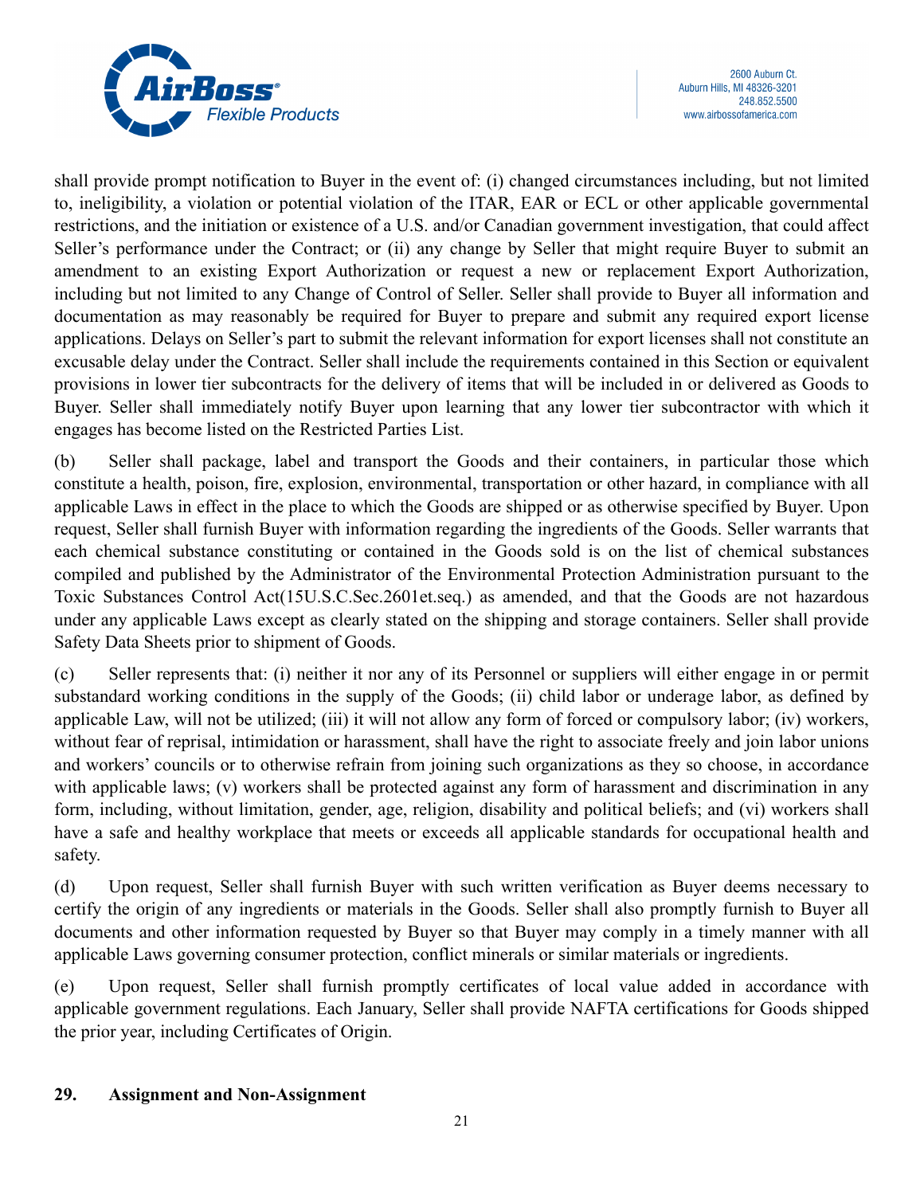shall provide prompt notification to Buyer in the event of: (i) changed circumstances including, but not limited to, ineligibility, a violation or potential violation of the ITAR, EAR or ECL or other applicable governmental restrictions, and the initiation or existence of a U.S. and/or Canadian government investigation, that could affect Seller's performance under the Contract; or (ii) any change by Seller that might require Buyer to submit an amendment to an existing Export Authorization or request a new or replacement Export Authorization, including but not limited to any Change of Control of Seller. Seller shall provide to Buyer all information and documentation as may reasonably be required for Buyer to prepare and submit any required export license applications. Delays on Seller's part to submit the relevant information for export licenses shall not constitute an excusable delay under the Contract. Seller shall include the requirements contained in this Section or equivalent provisions in lower tier subcontracts for the delivery of items that will be included in or delivered as Goods to Buyer. Seller shall immediately notify Buyer upon learning that any lower tier subcontractor with which it engages has become listed on the Restricted Parties List.

(b) Seller shall package, label and transport the Goods and their containers, in particular those which constitute a health, poison, fire, explosion, environmental, transportation or other hazard, in compliance with all applicable Laws in effect in the place to which the Goods are shipped or as otherwise specified by Buyer. Upon request, Seller shall furnish Buyer with information regarding the ingredients of the Goods. Seller warrants that each chemical substance constituting or contained in the Goods sold is on the list of chemical substances compiled and published by the Administrator of the Environmental Protection Administration pursuant to the Toxic Substances Control Act(15U.S.C.Sec.2601et.seq.) as amended, and that the Goods are not hazardous under any applicable Laws except as clearly stated on the shipping and storage containers. Seller shall provide Safety Data Sheets prior to shipment of Goods.

(c) Seller represents that: (i) neither it nor any of its Personnel or suppliers will either engage in or permit substandard working conditions in the supply of the Goods; (ii) child labor or underage labor, as defined by applicable Law, will not be utilized; (iii) it will not allow any form of forced or compulsory labor; (iv) workers, without fear of reprisal, intimidation or harassment, shall have the right to associate freely and join labor unions and workers' councils or to otherwise refrain from joining such organizations as they so choose, in accordance with applicable laws; (v) workers shall be protected against any form of harassment and discrimination in any form, including, without limitation, gender, age, religion, disability and political beliefs; and (vi) workers shall have a safe and healthy workplace that meets or exceeds all applicable standards for occupational health and safety.

(d) Upon request, Seller shall furnish Buyer with such written verification as Buyer deems necessary to certify the origin of any ingredients or materials in the Goods. Seller shall also promptly furnish to Buyer all documents and other information requested by Buyer so that Buyer may comply in a timely manner with all applicable Laws governing consumer protection, conflict minerals or similar materials or ingredients.

(e) Upon request, Seller shall furnish promptly certificates of local value added in accordance with applicable government regulations. Each January, Seller shall provide NAFTA certifications for Goods shipped the prior year, including Certificates of Origin.

## 29. Assignment and Non-Assignment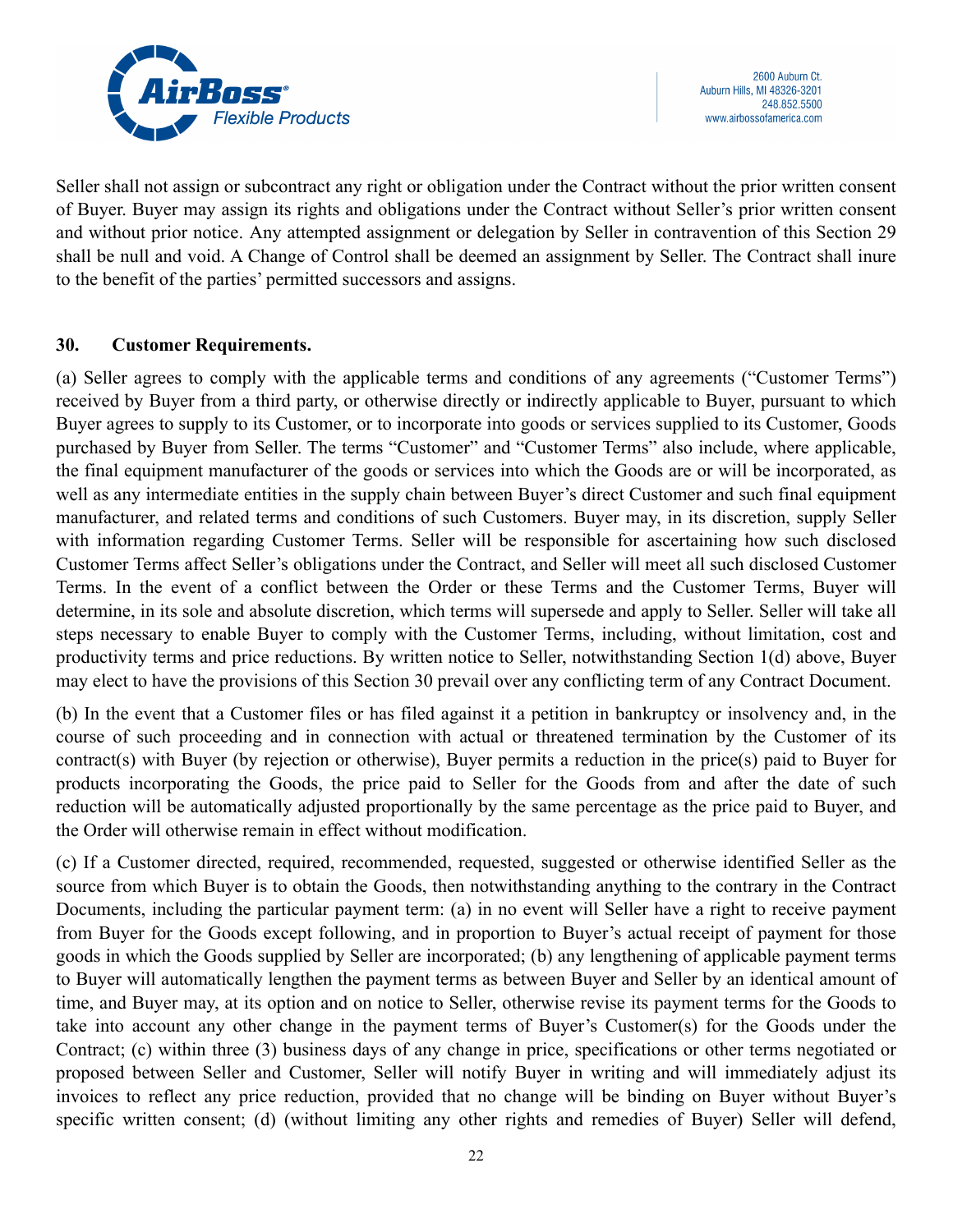Seller shall not assign or subcontract any right or obligation under the Contract without the prior written consent of Buyer. Buyer may assign its rights and obligations under the Contract without Seller's prior written consent and without prior notice. Any attempted assignment or delegation by Seller in contravention of this Section 29 shall be null and void. A Change of Control shall be deemed an assignment by Seller. The Contract shall inure to the benefit of the parties' permitted successors and assigns.

**30. Customer Requirements.**

(a) Seller agrees to comply with the applicable terms and conditions of any agreements ("Customer Terms") received by Buyer from a third party, or otherwise directly or indirectly applicable to Buyer, pursuant to which Buyer agrees to supply to its Customer, or to incorporate into goods or services supplied to its Customer, Goods purchased by Buyer from Seller. The terms "Customer" and "Customer Terms" also include, where applicable, the final equipment manufacturer of the goods or services into which the Goods are or will be incorporated, as well as any intermediate entities in the supply chain between Buyer's direct Customer and such final equipment manufacturer, and related terms and conditions of such Customers. Buyer may, in its discretion, supply Seller with information regarding Customer Terms. Seller will be responsible for ascertaining how such disclosed Customer Terms affect Seller's obligations under the Contract, and Seller will meet all such disclosed Customer Terms. In the event of a conflict between the Order or these Terms and the Customer Terms, Buyer will determine, in its sole and absolute discretion, which terms will supersede and apply to Seller. Seller will take all steps necessary to enable Buyer to comply with the Customer Terms, including, without limitation, cost and productivity terms and price reductions. By written notice to Seller, notwithstanding Section 1(d) above, Buyer may elect to have the provisions of this Section 30 prevail over any conflicting term of any Contract Document.

(b) In the event that a Customer files or has filed against it a petition in bankruptcy or insolvency and, in the course of such proceeding and in connection with actual or threatened termination by the Customer of its contract(s) with Buyer (by rejection or otherwise), Buyer permits a reduction in the price(s) paid to Buyer for products incorporating the Goods, the price paid to Seller for the Goods from and after the date of such reduction will be automatically adjusted proportionally by the same percentage as the price paid to Buyer, and the Order will otherwise remain in effect without modification.

(c) If a Customer directed, required, recommended, requested, suggested or otherwise identified Seller as the source from which Buyer is to obtain the Goods, then notwithstanding anything to the contrary in the Contract Documents, including the particular payment term: (a) in no event will Seller have a right to receive payment from Buyer for the Goods except following, and in proportion to Buyer's actual receipt of payment for those goods in which the Goods supplied by Seller are incorporated; (b) any lengthening of applicable payment terms to Buyer will automatically lengthen the payment terms as between Buyer and Seller by an identical amount of time, and Buyer may, at its option and on notice to Seller, otherwise revise its payment terms for the Goods to take into account any other change in the payment terms of Buyer's Customer(s) for the Goods under the Contract; (c) within three (3) business days of any change in price, specifications or other terms negotiated or proposed between Seller and Customer, Seller will notify Buyer in writing and will immediately adjust its invoices to reflect any price reduction, provided that no change will be binding on Buyer without Buyer's specific written consent; (d) (without limiting any other rights and remedies of Buyer) Seller will defend,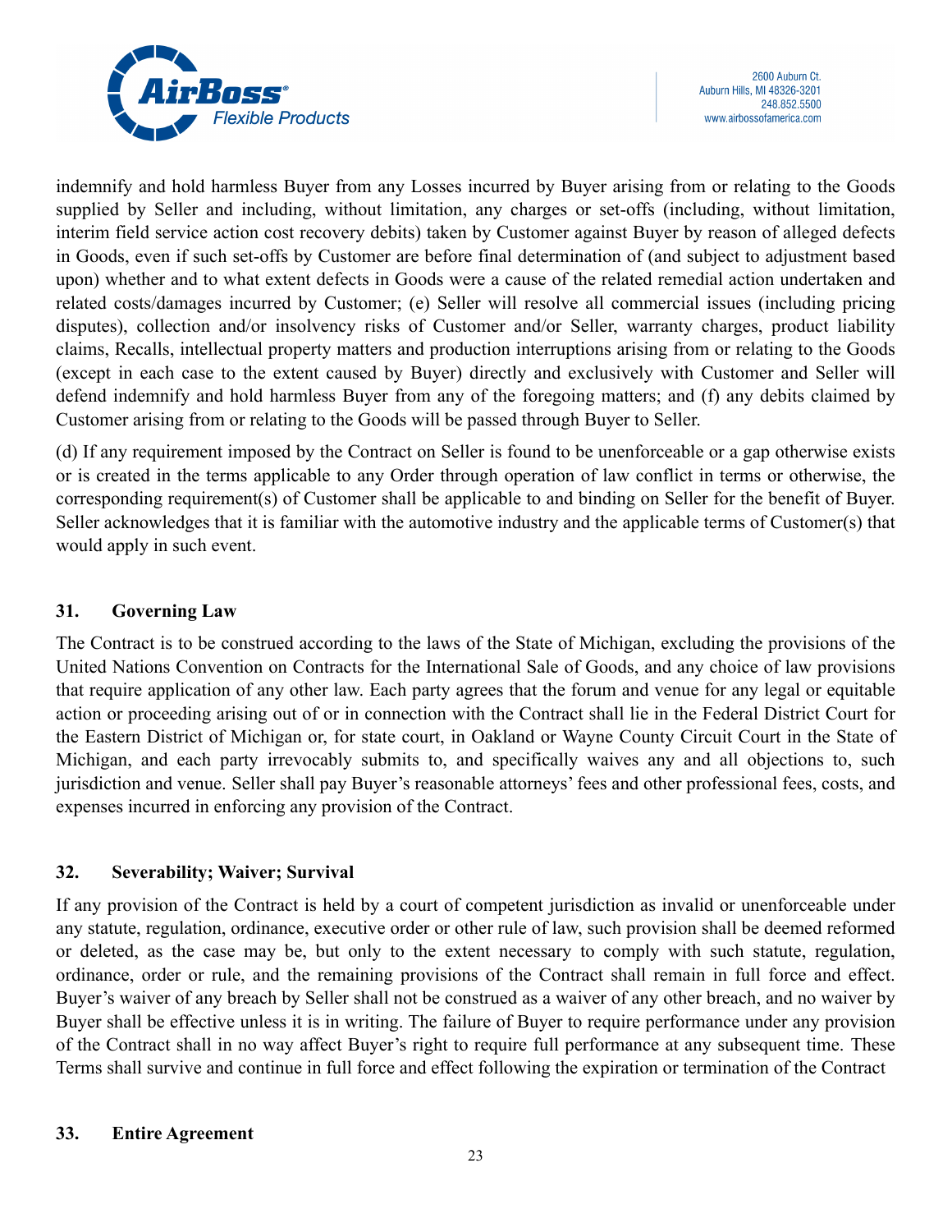indemnify and hold harmless Buyer from any Losses incurred by Buyer arising from or relating to the Goods supplied by Seller and including, without limitation, any charges or set-offs (including, without limitation, interim field service action cost recovery debits) taken by Customer against Buyer by reason of alleged defects in Goods, even if such set-offs by Customer are before final determination of (and subject to adjustment based upon) whether and to what extent defects in Goods were a cause of the related remedial action undertaken and related costs/damages incurred by Customer; (e) Seller will resolve all commercial issues (including pricing disputes), collection and/or insolvency risks of Customer and/or Seller, warranty charges, product liability claims, Recalls, intellectual property matters and production interruptions arising from or relating to the Goods (except in each case to the extent caused by Buyer) directly and exclusively with Customer and Seller will defend indemnify and hold harmless Buyer from any of the foregoing matters; and (f) any debits claimed by Customer arising from or relating to the Goods will be passed through Buyer to Seller.

(d) If any requirement imposed by the Contract on Seller is found to be unenforceable or a gap otherwise exists or is created in the terms applicable to any Order through operation of law conflict in terms or otherwise, the corresponding requirement(s) of Customer shall be applicable to and binding on Seller for the benefit of Buyer. Seller acknowledges that it is familiar with the automotive industry and the applicable terms of Customer(s) that would apply in such event.

## 31. Governing Law

The Contract is to be construed according to the laws of the State of Michigan, excluding the provisions of the United Nations Convention on Contracts for the International Sale of Goods, and any choice of law provisions that require application of any other law. Each party agrees that the forum and venue for any legal or equitable action or proceeding arising out of or in connection with the Contract shall lie in the Federal District Court for the Eastern District of Michigan or, for state court, in Oakland or Wayne County Circuit Court in the State of Michigan, and each party irrevocably submits to, and specifically waives any and all objections to, such jurisdiction and venue. Seller shall pay Buyer's reasonable attorneys' fees and other professional fees, costs, and expenses incurred in enforcing any provision of the Contract.

## 32. Severability; Waiver; Survival

If any provision of the Contract is held by a court of competent jurisdiction as invalid or unenforceable under any statute, regulation, ordinance, executive order or other rule of law, such provision shall be deemed reformed or deleted, as the case may be, but only to the extent necessary to comply with such statute, regulation, ordinance, order or rule, and the remaining provisions of the Contract shall remain in full force and effect. Buyer's waiver of any breach by Seller shall not be construed as a waiver of any other breach, and no waiver by Buyer shall be effective unless it is in writing. The failure of Buyer to require performance under any provision of the Contract shall in no way affect Buyer's right to require full performance at any subsequent time. These Terms shall survive and continue in full force and effect following the expiration or termination of the Contract

## 33. Entire Agreement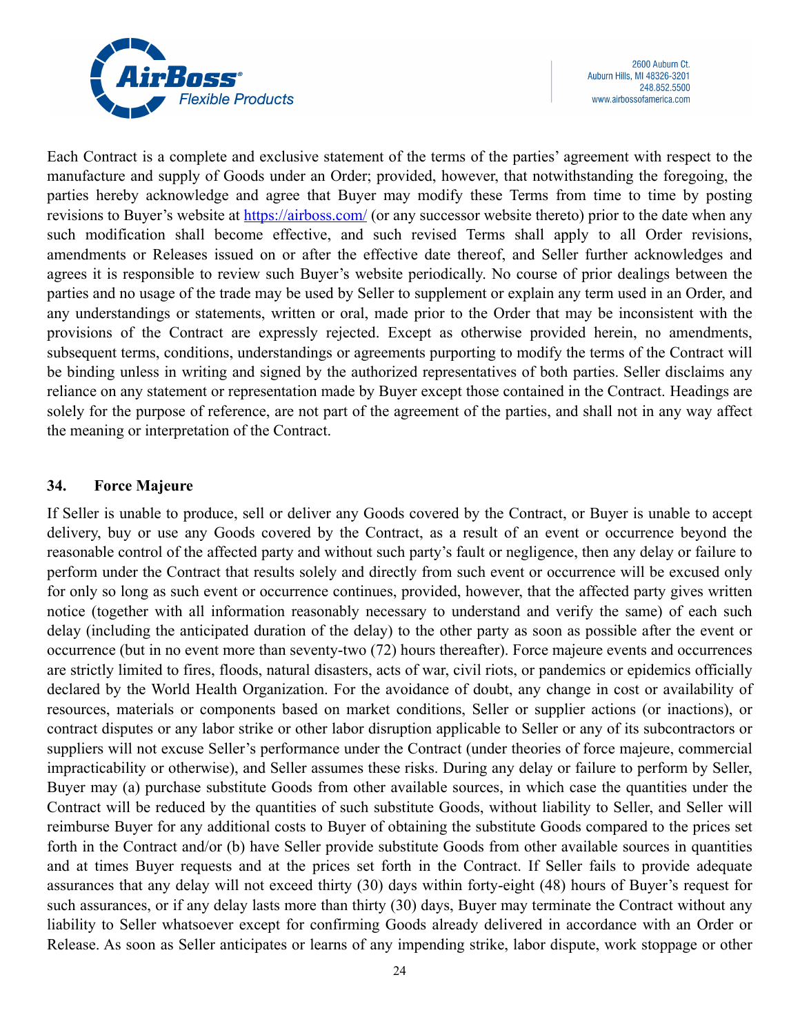Each Contract is a complete and exclusive statement of the terms of the parties' agreement with respect to the manufacture and supply of Goods under an Order; provided, however, that notwithstanding the foregoing, the parties hereby acknowledge and agree that Buyer may modify these Terms from time to time by posting revisions to Buyer's website at https://airboss.com/ (or any successor website thereto) prior to the date when any such modification shall become effective, and such revised Terms shall apply to all Order revisions, amendments or Releases issued on or after the effective date thereof, and Seller further acknowledges and agrees it is responsible to review such Buyer's website periodically. No course of prior dealings between the parties and no usage of the trade may be used by Seller to supplement or explain any term used in an Order, and any understandings or statements, written or oral, made prior to the Order that may be inconsistent with the provisions of the Contract are expressly rejected. Except as otherwise provided herein, no amendments, subsequent terms, conditions, understandings or agreements purporting to modify the terms of the Contract will be binding unless in writing and signed by the authorized representatives of both parties. Seller disclaims any reliance on any statement or representation made by Buyer except those contained in the Contract. Headings are solely for the purpose of reference, are not part of the agreement of the parties, and shall not in any way affect the meaning or interpretation of the Contract.

## 34. Force Majeure

If Seller is unable to produce, sell or deliver any Goods covered by the Contract, or Buyer is unable to accept delivery, buy or use any Goods covered by the Contract, as a result of an event or occurrence beyond the reasonable control of the affected party and without such party's fault or negligence, then any delay or failure to perform under the Contract that results solely and directly from such event or occurrence will be excused only for only so long as such event or occurrence continues, provided, however, that the affected party gives written notice (together with all information reasonably necessary to understand and verify the same) of each such delay (including the anticipated duration of the delay) to the other party as soon as possible after the event or occurrence (but in no event more than seventy-two (72) hours thereafter). Force majeure events and occurrences are strictly limited to fires, floods, natural disasters, acts of war, civil riots, or pandemics or epidemics officially declared by the World Health Organization. For the avoidance of doubt, any change in cost or availability of resources, materials or components based on market conditions, Seller or supplier actions (or inactions), or contract disputes or any labor strike or other labor disruption applicable to Seller or any of its subcontractors or suppliers will not excuse Seller's performance under the Contract (under theories of force majeure, commercial impracticability or otherwise), and Seller assumes these risks. During any delay or failure to perform by Seller, Buyer may (a) purchase substitute Goods from other available sources, in which case the quantities under the Contract will be reduced by the quantities of such substitute Goods, without liability to Seller, and Seller will reimburse Buyer for any additional costs to Buyer of obtaining the substitute Goods compared to the prices set forth in the Contract and/or (b) have Seller provide substitute Goods from other available sources in quantities and at times Buyer requests and at the prices set forth in the Contract. If Seller fails to provide adequate assurances that any delay will not exceed thirty (30) days within forty-eight (48) hours of Buyer's request for such assurances, or if any delay lasts more than thirty (30) days, Buyer may terminate the Contract without any liability to Seller whatsoever except for confirming Goods already delivered in accordance with an Order or Release. As soon as Seller anticipates or learns of any impending strike, labor dispute, work stoppage or other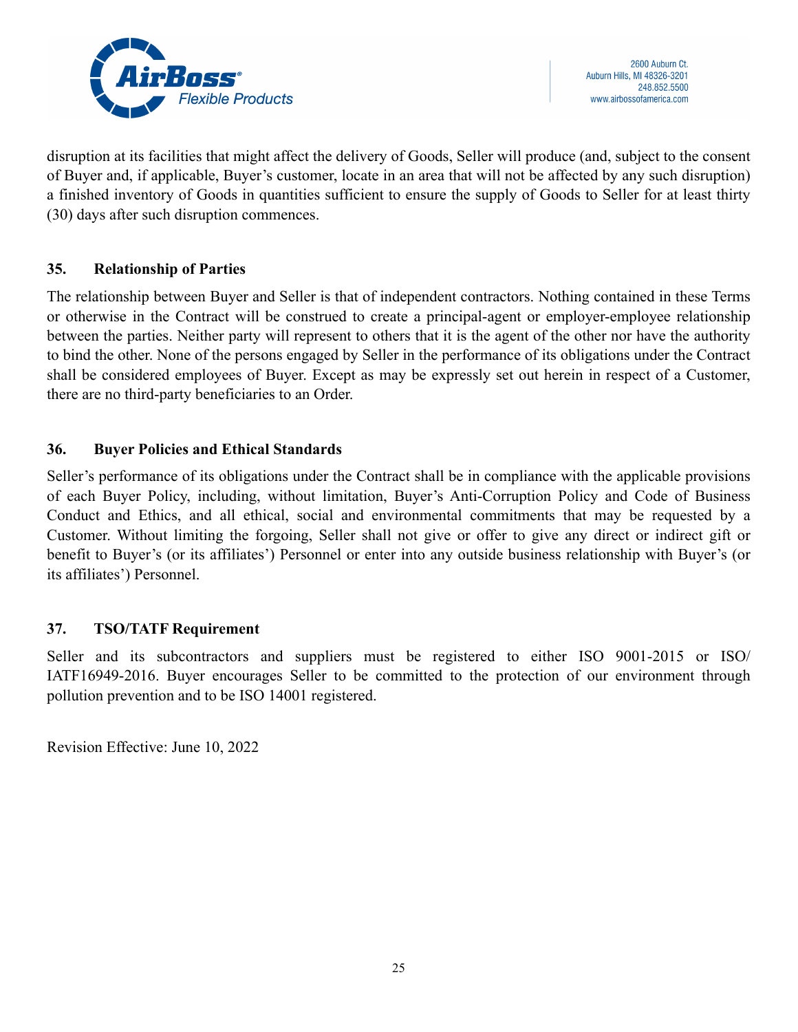disruption at its facilities that might affect the delivery of Goods, Seller will produce (and, subject to the consent of Buyer and, if applicable, Buyer's customer, locate in an area that will not be affected by any such disruption) a finished inventory of Goods in quantities sufficient to ensure the supply of Goods to Seller for at least thirty (30) days after such disruption commences.

## 35. Relationship of Parties

The relationship between Buyer and Seller is that of independent contractors. Nothing contained in these Terms or otherwise in the Contract will be construed to create a principal-agent or employer-employee relationship between the parties. Neither party will represent to others that it is the agent of the other nor have the authority to bind the other. None of the persons engaged by Seller in the performance of its obligations under the Contract shall be considered employees of Buyer. Except as may be expressly set out herein in respect of a Customer, there are no third-party beneficiaries to an Order.

## 36. Buyer Policies and Ethical Standards

Seller's performance of its obligations under the Contract shall be in compliance with the applicable provisions of each Buyer Policy, including, without limitation, Buyer's Anti-Corruption Policy and Code of Business Conduct and Ethics, and all ethical, social and environmental commitments that may be requested by a Customer. Without limiting the forgoing, Seller shall not give or offer to give any direct or indirect gift or benefit to Buyer's (or its affiliates') Personnel or enter into any outside business relationship with Buyer's (or its affiliates') Personnel.

## 37. TSO/TATF Requirement

Seller and its subcontractors and suppliers must be registered to either ISO 9001-2015 or ISO/IATF16949-2016. Buyer encourages Seller to be committed to the protection of our environment through pollution prevention and to be ISO 14001 registered.

Revision Effective: June 10, 2022